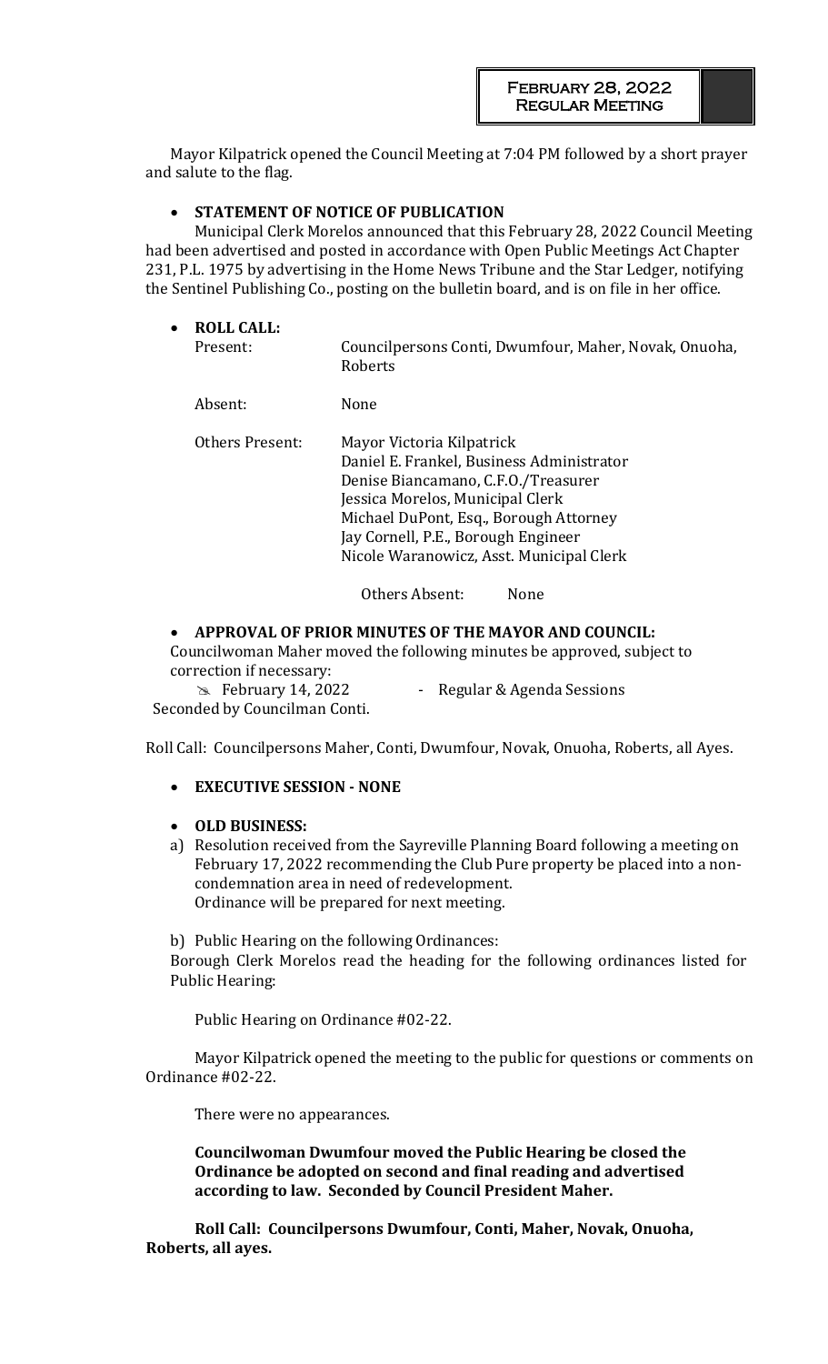**February 28, 2022**
**Regular Meeting**

Mayor Kilpatrick opened the Council Meeting at 7:04 PM followed by a short prayer and salute to the flag.

- **STATEMENT OF NOTICE OF PUBLICATION**

Municipal Clerk Morelos announced that this February 28, 2022 Council Meeting had been advertised and posted in accordance with Open Public Meetings Act Chapter 231, P.L. 1975 by advertising in the Home News Tribune and the Star Ledger, notifying the Sentinel Publishing Co., posting on the bulletin board, and is on file in her office.

- **ROLL CALL:**

| | |
|---|---|
| Present: | Councilpersons Conti, Dwumfour, Maher, Novak, Onuoha, Roberts |
| Absent: | None |
| Others Present: | Mayor Victoria Kilpatrick<br>Daniel E. Frankel, Business Administrator<br>Denise Biancamano, C.F.O./Treasurer<br>Jessica Morelos, Municipal Clerk<br>Michael DuPont, Esq., Borough Attorney<br>Jay Cornell, P.E., Borough Engineer<br>Nicole Waranowicz, Asst. Municipal Clerk |
| Others Absent: | None |

- **APPROVAL OF PRIOR MINUTES OF THE MAYOR AND COUNCIL:**

Councilwoman Maher moved the following minutes be approved, subject to correction if necessary:

- February 14, 2022 - Regular & Agenda Sessions

Seconded by Councilman Conti.

Roll Call: Councilpersons Maher, Conti, Dwumfour, Novak, Onuoha, Roberts, all Ayes.

- **EXECUTIVE SESSION - NONE**

- **OLD BUSINESS:**

a) Resolution received from the Sayreville Planning Board following a meeting on February 17, 2022 recommending the Club Pure property be placed into a non-condemnation area in need of redevelopment.
Ordinance will be prepared for next meeting.

b) Public Hearing on the following Ordinances:
Borough Clerk Morelos read the heading for the following ordinances listed for Public Hearing:

Public Hearing on Ordinance #02-22.

Mayor Kilpatrick opened the meeting to the public for questions or comments on Ordinance #02-22.

There were no appearances.

**Councilwoman Dwumfour moved the Public Hearing be closed the Ordinance be adopted on second and final reading and advertised according to law. Seconded by Council President Maher.**

**Roll Call: Councilpersons Dwumfour, Conti, Maher, Novak, Onuoha, Roberts, all ayes.**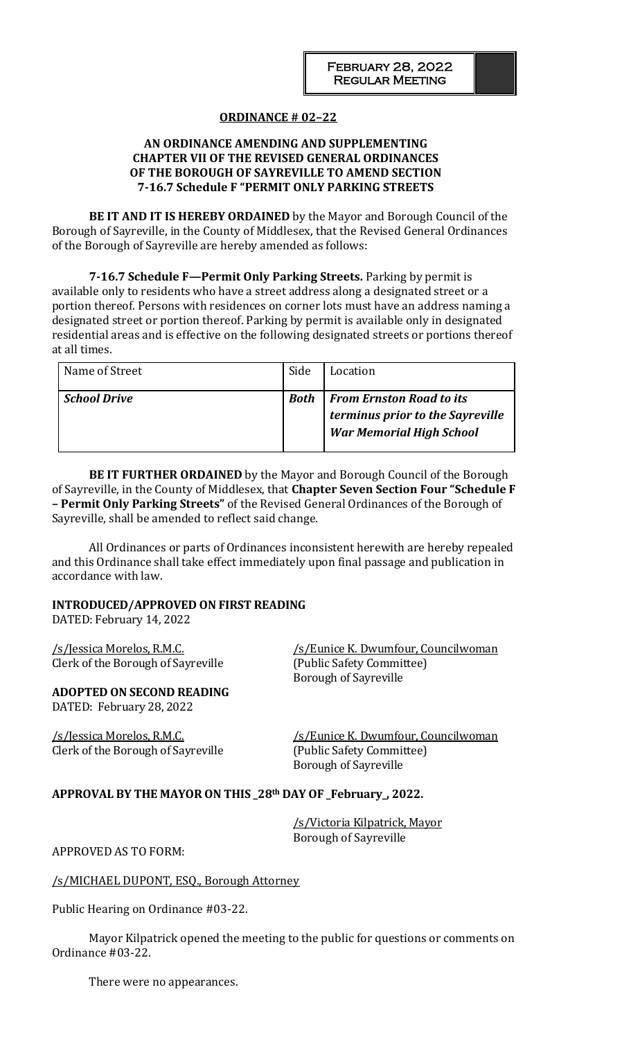**ORDINANCE # 02–22**

**AN ORDINANCE AMENDING AND SUPPLEMENTING CHAPTER VII OF THE REVISED GENERAL ORDINANCES OF THE BOROUGH OF SAYREVILLE TO AMEND SECTION 7-16.7 Schedule F "PERMIT ONLY PARKING STREETS**

**BE IT AND IT IS HEREBY ORDAINED** by the Mayor and Borough Council of the Borough of Sayreville, in the County of Middlesex, that the Revised General Ordinances of the Borough of Sayreville are hereby amended as follows:

**7-16.7 Schedule F—Permit Only Parking Streets.** Parking by permit is available only to residents who have a street address along a designated street or a portion thereof. Persons with residences on corner lots must have an address naming a designated street or portion thereof. Parking by permit is available only in designated residential areas and is effective on the following designated streets or portions thereof at all times.

| Name of Street | Side | Location |
|---|---|---|
| ***School Drive*** | ***Both*** | ***From Ernston Road to its terminus prior to the Sayreville War Memorial High School*** |

**BE IT FURTHER ORDAINED** by the Mayor and Borough Council of the Borough of Sayreville, in the County of Middlesex, that **Chapter Seven Section Four "Schedule F – Permit Only Parking Streets"** of the Revised General Ordinances of the Borough of Sayreville, shall be amended to reflect said change.

All Ordinances or parts of Ordinances inconsistent herewith are hereby repealed and this Ordinance shall take effect immediately upon final passage and publication in accordance with law.

**INTRODUCED/APPROVED ON FIRST READING**
DATED: February 14, 2022

/s/Jessica Morelos, R.M.C.
Clerk of the Borough of Sayreville

/s/Eunice K. Dwumfour, Councilwoman
(Public Safety Committee)
Borough of Sayreville

**ADOPTED ON SECOND READING**
DATED: February 28, 2022

/s/Jessica Morelos, R.M.C.
Clerk of the Borough of Sayreville

/s/Eunice K. Dwumfour, Councilwoman
(Public Safety Committee)
Borough of Sayreville

**APPROVAL BY THE MAYOR ON THIS _28th DAY OF _February_, 2022.**

/s/Victoria Kilpatrick, Mayor
Borough of Sayreville

APPROVED AS TO FORM:

/s/MICHAEL DUPONT, ESQ., Borough Attorney

Public Hearing on Ordinance #03-22.

Mayor Kilpatrick opened the meeting to the public for questions or comments on Ordinance #03-22.

There were no appearances.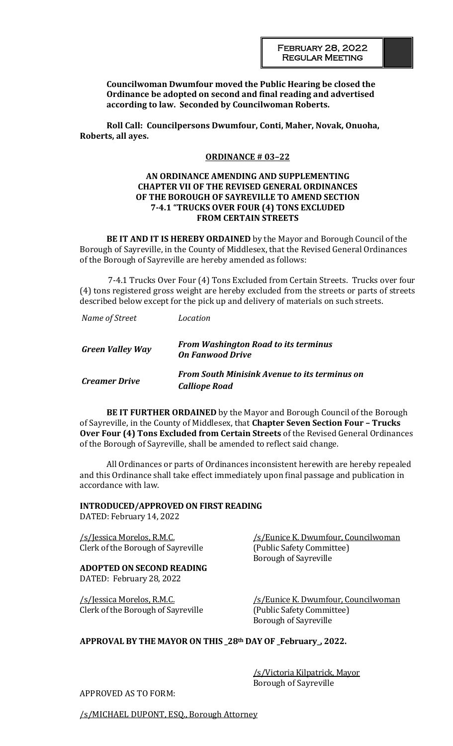**Councilwoman Dwumfour moved the Public Hearing be closed the Ordinance be adopted on second and final reading and advertised according to law. Seconded by Councilwoman Roberts.**

**Roll Call: Councilpersons Dwumfour, Conti, Maher, Novak, Onuoha, Roberts, all ayes.**

**ORDINANCE # 03–22**

**AN ORDINANCE AMENDING AND SUPPLEMENTING CHAPTER VII OF THE REVISED GENERAL ORDINANCES OF THE BOROUGH OF SAYREVILLE TO AMEND SECTION 7-4.1 "TRUCKS OVER FOUR (4) TONS EXCLUDED FROM CERTAIN STREETS**

**BE IT AND IT IS HEREBY ORDAINED** by the Mayor and Borough Council of the Borough of Sayreville, in the County of Middlesex, that the Revised General Ordinances of the Borough of Sayreville are hereby amended as follows:

7-4.1 Trucks Over Four (4) Tons Excluded from Certain Streets. Trucks over four (4) tons registered gross weight are hereby excluded from the streets or parts of streets described below except for the pick up and delivery of materials on such streets.

| *Name of Street* | *Location* |
|---|---|
| ***Green Valley Way*** | ***From Washington Road to its terminus On Fanwood Drive*** |
| ***Creamer Drive*** | ***From South Minisink Avenue to its terminus on Calliope Road*** |

**BE IT FURTHER ORDAINED** by the Mayor and Borough Council of the Borough of Sayreville, in the County of Middlesex, that **Chapter Seven Section Four – Trucks Over Four (4) Tons Excluded from Certain Streets** of the Revised General Ordinances of the Borough of Sayreville, shall be amended to reflect said change.

All Ordinances or parts of Ordinances inconsistent herewith are hereby repealed and this Ordinance shall take effect immediately upon final passage and publication in accordance with law.

**INTRODUCED/APPROVED ON FIRST READING**
DATED: February 14, 2022

/s/Jessica Morelos, R.M.C.
Clerk of the Borough of Sayreville

/s/Eunice K. Dwumfour, Councilwoman
(Public Safety Committee)
Borough of Sayreville

**ADOPTED ON SECOND READING**
DATED: February 28, 2022

/s/Jessica Morelos, R.M.C.
Clerk of the Borough of Sayreville

/s/Eunice K. Dwumfour, Councilwoman
(Public Safety Committee)
Borough of Sayreville

**APPROVAL BY THE MAYOR ON THIS _28th DAY OF _February_, 2022.**

/s/Victoria Kilpatrick, Mayor
Borough of Sayreville

APPROVED AS TO FORM:

/s/MICHAEL DUPONT, ESQ., Borough Attorney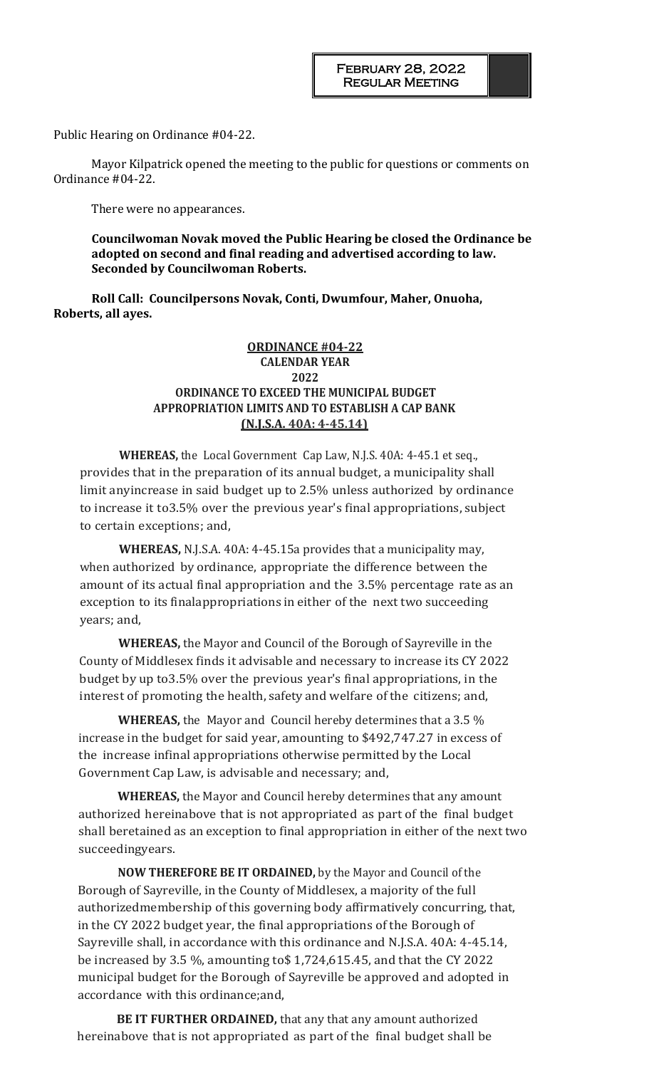Public Hearing on Ordinance #04-22.

Mayor Kilpatrick opened the meeting to the public for questions or comments on Ordinance #04-22.

There were no appearances.

**Councilwoman Novak moved the Public Hearing be closed the Ordinance be adopted on second and final reading and advertised according to law. Seconded by Councilwoman Roberts.**

**Roll Call: Councilpersons Novak, Conti, Dwumfour, Maher, Onuoha, Roberts, all ayes.**

**ORDINANCE #04-22**
**CALENDAR YEAR**
**2022**
**ORDINANCE TO EXCEED THE MUNICIPAL BUDGET APPROPRIATION LIMITS AND TO ESTABLISH A CAP BANK**
**(N.J.S.A. 40A: 4-45.14)**

**WHEREAS,** the Local Government Cap Law, N.J.S. 40A: 4-45.1 et seq., provides that in the preparation of its annual budget, a municipality shall limit anyincrease in said budget up to 2.5% unless authorized by ordinance to increase it to3.5% over the previous year's final appropriations, subject to certain exceptions; and,

**WHEREAS,** N.J.S.A. 40A: 4-45.15a provides that a municipality may, when authorized by ordinance, appropriate the difference between the amount of its actual final appropriation and the 3.5% percentage rate as an exception to its finalappropriations in either of the next two succeeding years; and,

**WHEREAS,** the Mayor and Council of the Borough of Sayreville in the County of Middlesex finds it advisable and necessary to increase its CY 2022 budget by up to3.5% over the previous year's final appropriations, in the interest of promoting the health, safety and welfare of the citizens; and,

**WHEREAS,** the Mayor and Council hereby determines that a 3.5 % increase in the budget for said year, amounting to $492,747.27 in excess of the increase infinal appropriations otherwise permitted by the Local Government Cap Law, is advisable and necessary; and,

**WHEREAS,** the Mayor and Council hereby determines that any amount authorized hereinabove that is not appropriated as part of the final budget shall beretained as an exception to final appropriation in either of the next two succeedingyears.

**NOW THEREFORE BE IT ORDAINED,** by the Mayor and Council of the Borough of Sayreville, in the County of Middlesex, a majority of the full authorizedmembership of this governing body affirmatively concurring, that, in the CY 2022 budget year, the final appropriations of the Borough of Sayreville shall, in accordance with this ordinance and N.J.S.A. 40A: 4-45.14, be increased by 3.5 %, amounting to$ 1,724,615.45, and that the CY 2022 municipal budget for the Borough of Sayreville be approved and adopted in accordance with this ordinance;and,

**BE IT FURTHER ORDAINED,** that any that any amount authorized hereinabove that is not appropriated as part of the final budget shall be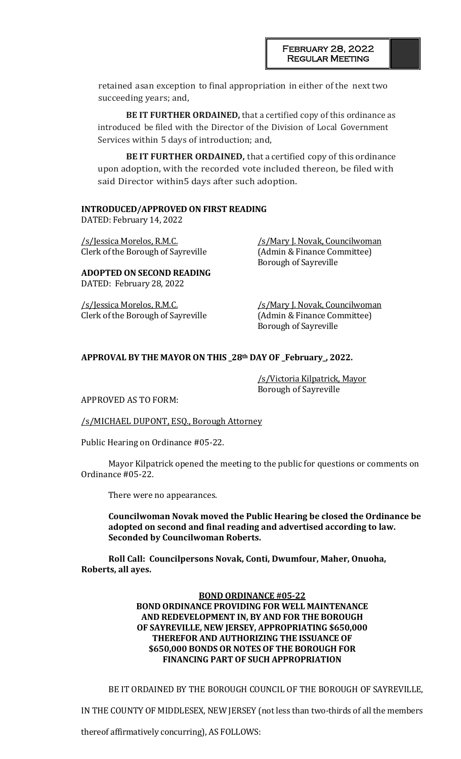retained asan exception to final appropriation in either of the next two succeeding years; and,

**BE IT FURTHER ORDAINED,** that a certified copy of this ordinance as introduced be filed with the Director of the Division of Local Government Services within 5 days of introduction; and,

**BE IT FURTHER ORDAINED,** that a certified copy of this ordinance upon adoption, with the recorded vote included thereon, be filed with said Director within5 days after such adoption.

**INTRODUCED/APPROVED ON FIRST READING**
DATED: February 14, 2022

/s/Jessica Morelos, R.M.C.
Clerk of the Borough of Sayreville

/s/Mary J. Novak, Councilwoman
(Admin & Finance Committee)
Borough of Sayreville

**ADOPTED ON SECOND READING**
DATED: February 28, 2022

/s/Jessica Morelos, R.M.C.
Clerk of the Borough of Sayreville

/s/Mary J. Novak, Councilwoman
(Admin & Finance Committee)
Borough of Sayreville

**APPROVAL BY THE MAYOR ON THIS _28th DAY OF _February_, 2022.**

/s/Victoria Kilpatrick, Mayor
Borough of Sayreville

APPROVED AS TO FORM:

/s/MICHAEL DUPONT, ESQ., Borough Attorney

Public Hearing on Ordinance #05-22.

Mayor Kilpatrick opened the meeting to the public for questions or comments on Ordinance #05-22.

There were no appearances.

**Councilwoman Novak moved the Public Hearing be closed the Ordinance be adopted on second and final reading and advertised according to law. Seconded by Councilwoman Roberts.**

**Roll Call: Councilpersons Novak, Conti, Dwumfour, Maher, Onuoha, Roberts, all ayes.**

**BOND ORDINANCE #05-22**
**BOND ORDINANCE PROVIDING FOR WELL MAINTENANCE AND REDEVELOPMENT IN, BY AND FOR THE BOROUGH OF SAYREVILLE, NEW JERSEY, APPROPRIATING $650,000 THEREFOR AND AUTHORIZING THE ISSUANCE OF $650,000 BONDS OR NOTES OF THE BOROUGH FOR FINANCING PART OF SUCH APPROPRIATION**

BE IT ORDAINED BY THE BOROUGH COUNCIL OF THE BOROUGH OF SAYREVILLE, IN THE COUNTY OF MIDDLESEX, NEW JERSEY (not less than two-thirds of all the members thereof affirmatively concurring), AS FOLLOWS: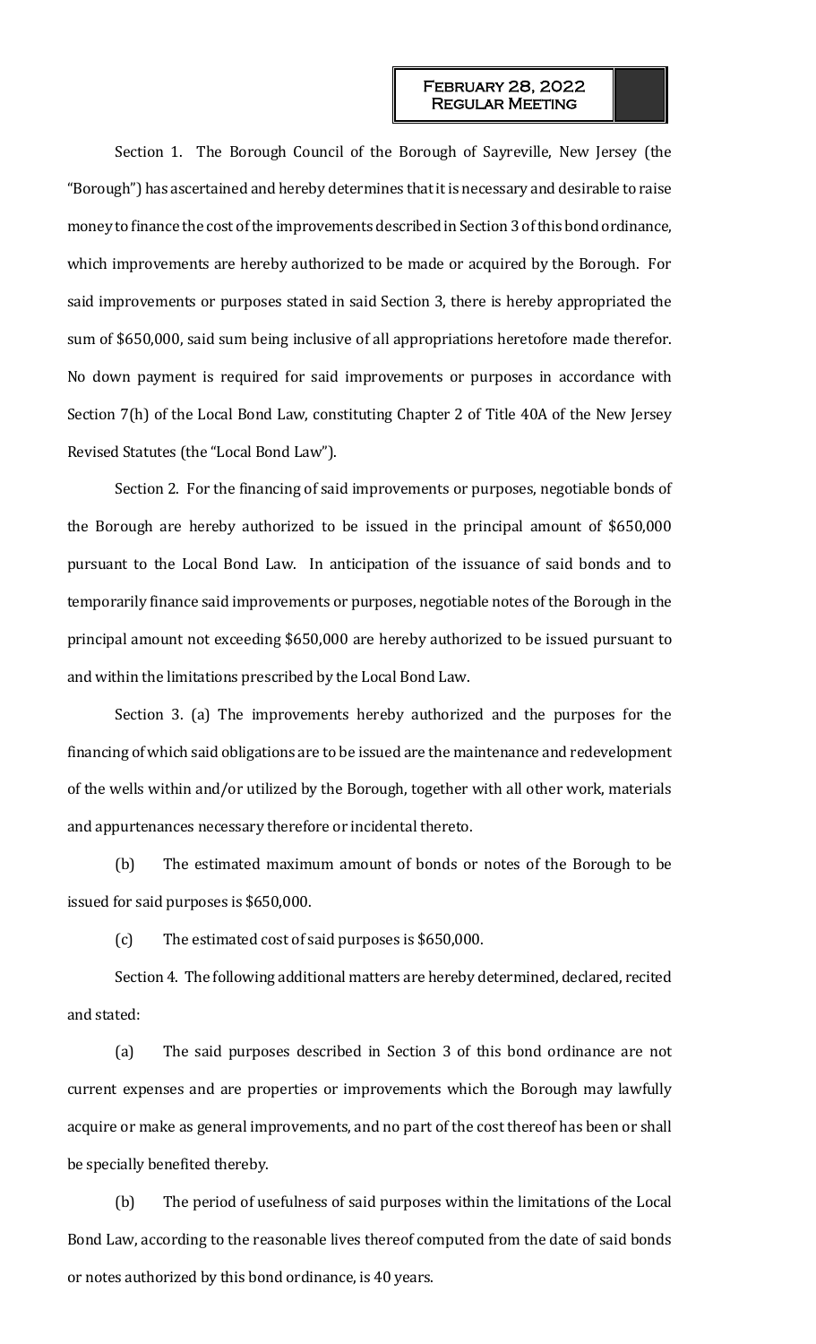Section 1. The Borough Council of the Borough of Sayreville, New Jersey (the "Borough") has ascertained and hereby determines that it is necessary and desirable to raise money to finance the cost of the improvements described in Section 3 of this bond ordinance, which improvements are hereby authorized to be made or acquired by the Borough. For said improvements or purposes stated in said Section 3, there is hereby appropriated the sum of $650,000, said sum being inclusive of all appropriations heretofore made therefor. No down payment is required for said improvements or purposes in accordance with Section 7(h) of the Local Bond Law, constituting Chapter 2 of Title 40A of the New Jersey Revised Statutes (the "Local Bond Law").

Section 2. For the financing of said improvements or purposes, negotiable bonds of the Borough are hereby authorized to be issued in the principal amount of $650,000 pursuant to the Local Bond Law. In anticipation of the issuance of said bonds and to temporarily finance said improvements or purposes, negotiable notes of the Borough in the principal amount not exceeding $650,000 are hereby authorized to be issued pursuant to and within the limitations prescribed by the Local Bond Law.

Section 3. (a) The improvements hereby authorized and the purposes for the financing of which said obligations are to be issued are the maintenance and redevelopment of the wells within and/or utilized by the Borough, together with all other work, materials and appurtenances necessary therefore or incidental thereto.

(b) The estimated maximum amount of bonds or notes of the Borough to be issued for said purposes is $650,000.

(c) The estimated cost of said purposes is $650,000.

Section 4. The following additional matters are hereby determined, declared, recited and stated:

(a) The said purposes described in Section 3 of this bond ordinance are not current expenses and are properties or improvements which the Borough may lawfully acquire or make as general improvements, and no part of the cost thereof has been or shall be specially benefited thereby.

(b) The period of usefulness of said purposes within the limitations of the Local Bond Law, according to the reasonable lives thereof computed from the date of said bonds or notes authorized by this bond ordinance, is 40 years.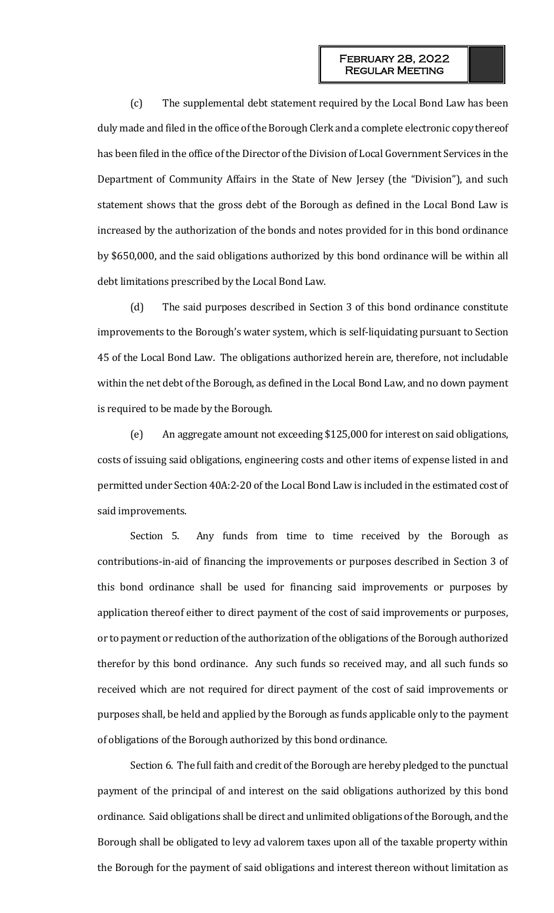(c) The supplemental debt statement required by the Local Bond Law has been duly made and filed in the office of the Borough Clerk and a complete electronic copy thereof has been filed in the office of the Director of the Division of Local Government Services in the Department of Community Affairs in the State of New Jersey (the "Division"), and such statement shows that the gross debt of the Borough as defined in the Local Bond Law is increased by the authorization of the bonds and notes provided for in this bond ordinance by $650,000, and the said obligations authorized by this bond ordinance will be within all debt limitations prescribed by the Local Bond Law.

(d) The said purposes described in Section 3 of this bond ordinance constitute improvements to the Borough's water system, which is self-liquidating pursuant to Section 45 of the Local Bond Law. The obligations authorized herein are, therefore, not includable within the net debt of the Borough, as defined in the Local Bond Law, and no down payment is required to be made by the Borough.

(e) An aggregate amount not exceeding $125,000 for interest on said obligations, costs of issuing said obligations, engineering costs and other items of expense listed in and permitted under Section 40A:2-20 of the Local Bond Law is included in the estimated cost of said improvements.

Section 5. Any funds from time to time received by the Borough as contributions-in-aid of financing the improvements or purposes described in Section 3 of this bond ordinance shall be used for financing said improvements or purposes by application thereof either to direct payment of the cost of said improvements or purposes, or to payment or reduction of the authorization of the obligations of the Borough authorized therefor by this bond ordinance. Any such funds so received may, and all such funds so received which are not required for direct payment of the cost of said improvements or purposes shall, be held and applied by the Borough as funds applicable only to the payment of obligations of the Borough authorized by this bond ordinance.

Section 6. The full faith and credit of the Borough are hereby pledged to the punctual payment of the principal of and interest on the said obligations authorized by this bond ordinance. Said obligations shall be direct and unlimited obligations of the Borough, and the Borough shall be obligated to levy ad valorem taxes upon all of the taxable property within the Borough for the payment of said obligations and interest thereon without limitation as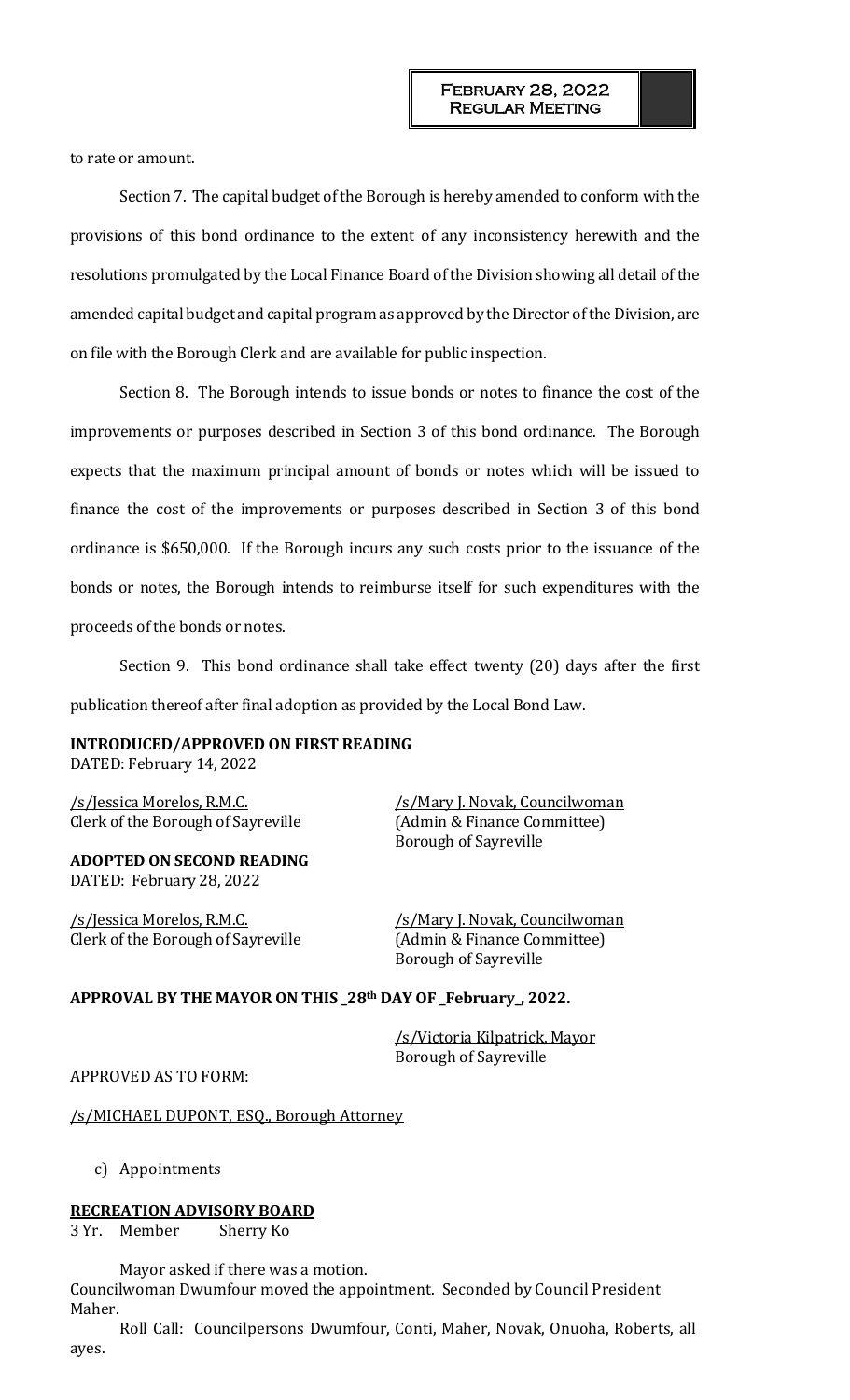to rate or amount.

Section 7. The capital budget of the Borough is hereby amended to conform with the provisions of this bond ordinance to the extent of any inconsistency herewith and the resolutions promulgated by the Local Finance Board of the Division showing all detail of the amended capital budget and capital program as approved by the Director of the Division, are on file with the Borough Clerk and are available for public inspection.

Section 8. The Borough intends to issue bonds or notes to finance the cost of the improvements or purposes described in Section 3 of this bond ordinance. The Borough expects that the maximum principal amount of bonds or notes which will be issued to finance the cost of the improvements or purposes described in Section 3 of this bond ordinance is $650,000. If the Borough incurs any such costs prior to the issuance of the bonds or notes, the Borough intends to reimburse itself for such expenditures with the proceeds of the bonds or notes.

Section 9. This bond ordinance shall take effect twenty (20) days after the first publication thereof after final adoption as provided by the Local Bond Law.

**INTRODUCED/APPROVED ON FIRST READING**
DATED: February 14, 2022

/s/Jessica Morelos, R.M.C.
Clerk of the Borough of Sayreville

/s/Mary J. Novak, Councilwoman
(Admin & Finance Committee)
Borough of Sayreville

**ADOPTED ON SECOND READING**
DATED: February 28, 2022

/s/Jessica Morelos, R.M.C.
Clerk of the Borough of Sayreville

/s/Mary J. Novak, Councilwoman
(Admin & Finance Committee)
Borough of Sayreville

**APPROVAL BY THE MAYOR ON THIS _28th DAY OF _February_, 2022.**

/s/Victoria Kilpatrick, Mayor
Borough of Sayreville

APPROVED AS TO FORM:

/s/MICHAEL DUPONT, ESQ., Borough Attorney

c) Appointments

**RECREATION ADVISORY BOARD**
3 Yr. Member Sherry Ko

Mayor asked if there was a motion.
Councilwoman Dwumfour moved the appointment. Seconded by Council President Maher.

Roll Call: Councilpersons Dwumfour, Conti, Maher, Novak, Onuoha, Roberts, all ayes.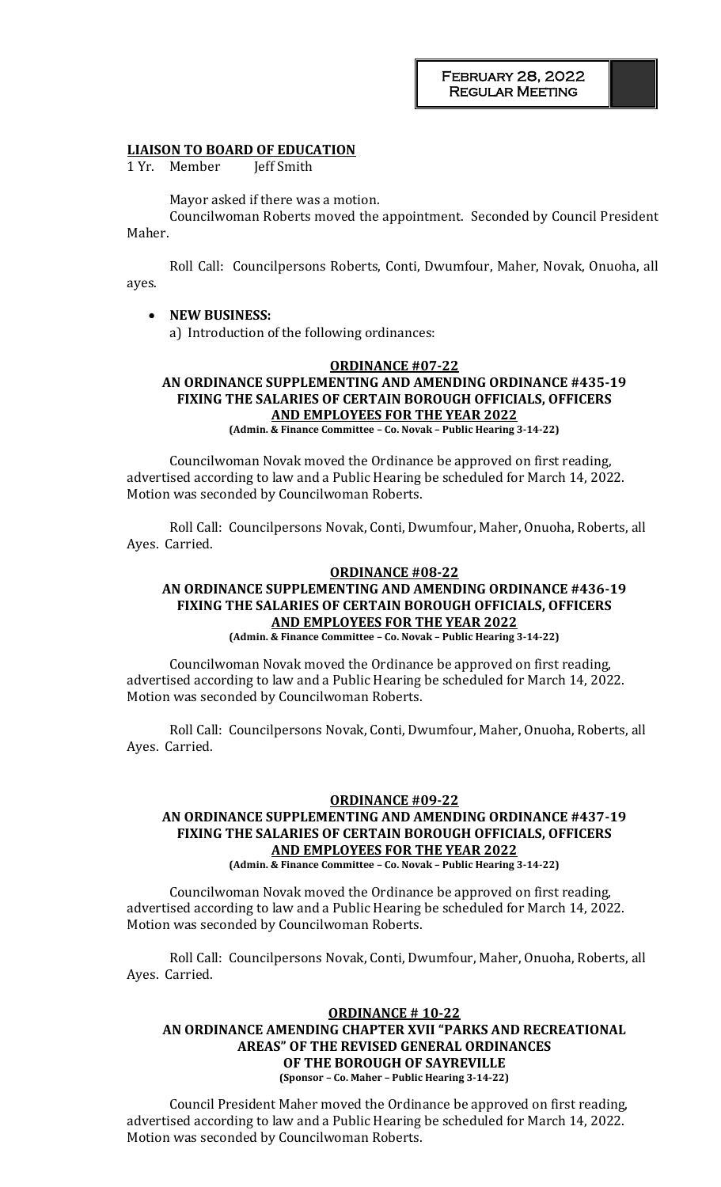**LIAISON TO BOARD OF EDUCATION**

1 Yr. Member Jeff Smith

Mayor asked if there was a motion.

Councilwoman Roberts moved the appointment. Seconded by Council President Maher.

Roll Call: Councilpersons Roberts, Conti, Dwumfour, Maher, Novak, Onuoha, all ayes.

- **NEW BUSINESS:**

  a) Introduction of the following ordinances:

**ORDINANCE #07-22**
**AN ORDINANCE SUPPLEMENTING AND AMENDING ORDINANCE #435-19 FIXING THE SALARIES OF CERTAIN BOROUGH OFFICIALS, OFFICERS AND EMPLOYEES FOR THE YEAR 2022**
**(Admin. & Finance Committee – Co. Novak – Public Hearing 3-14-22)**

Councilwoman Novak moved the Ordinance be approved on first reading, advertised according to law and a Public Hearing be scheduled for March 14, 2022. Motion was seconded by Councilwoman Roberts.

Roll Call: Councilpersons Novak, Conti, Dwumfour, Maher, Onuoha, Roberts, all Ayes. Carried.

**ORDINANCE #08-22**
**AN ORDINANCE SUPPLEMENTING AND AMENDING ORDINANCE #436-19 FIXING THE SALARIES OF CERTAIN BOROUGH OFFICIALS, OFFICERS AND EMPLOYEES FOR THE YEAR 2022**
**(Admin. & Finance Committee – Co. Novak – Public Hearing 3-14-22)**

Councilwoman Novak moved the Ordinance be approved on first reading, advertised according to law and a Public Hearing be scheduled for March 14, 2022. Motion was seconded by Councilwoman Roberts.

Roll Call: Councilpersons Novak, Conti, Dwumfour, Maher, Onuoha, Roberts, all Ayes. Carried.

**ORDINANCE #09-22**
**AN ORDINANCE SUPPLEMENTING AND AMENDING ORDINANCE #437-19 FIXING THE SALARIES OF CERTAIN BOROUGH OFFICIALS, OFFICERS AND EMPLOYEES FOR THE YEAR 2022**
**(Admin. & Finance Committee – Co. Novak – Public Hearing 3-14-22)**

Councilwoman Novak moved the Ordinance be approved on first reading, advertised according to law and a Public Hearing be scheduled for March 14, 2022. Motion was seconded by Councilwoman Roberts.

Roll Call: Councilpersons Novak, Conti, Dwumfour, Maher, Onuoha, Roberts, all Ayes. Carried.

**ORDINANCE # 10-22**
**AN ORDINANCE AMENDING CHAPTER XVII "PARKS AND RECREATIONAL AREAS" OF THE REVISED GENERAL ORDINANCES OF THE BOROUGH OF SAYREVILLE**
**(Sponsor – Co. Maher – Public Hearing 3-14-22)**

Council President Maher moved the Ordinance be approved on first reading, advertised according to law and a Public Hearing be scheduled for March 14, 2022. Motion was seconded by Councilwoman Roberts.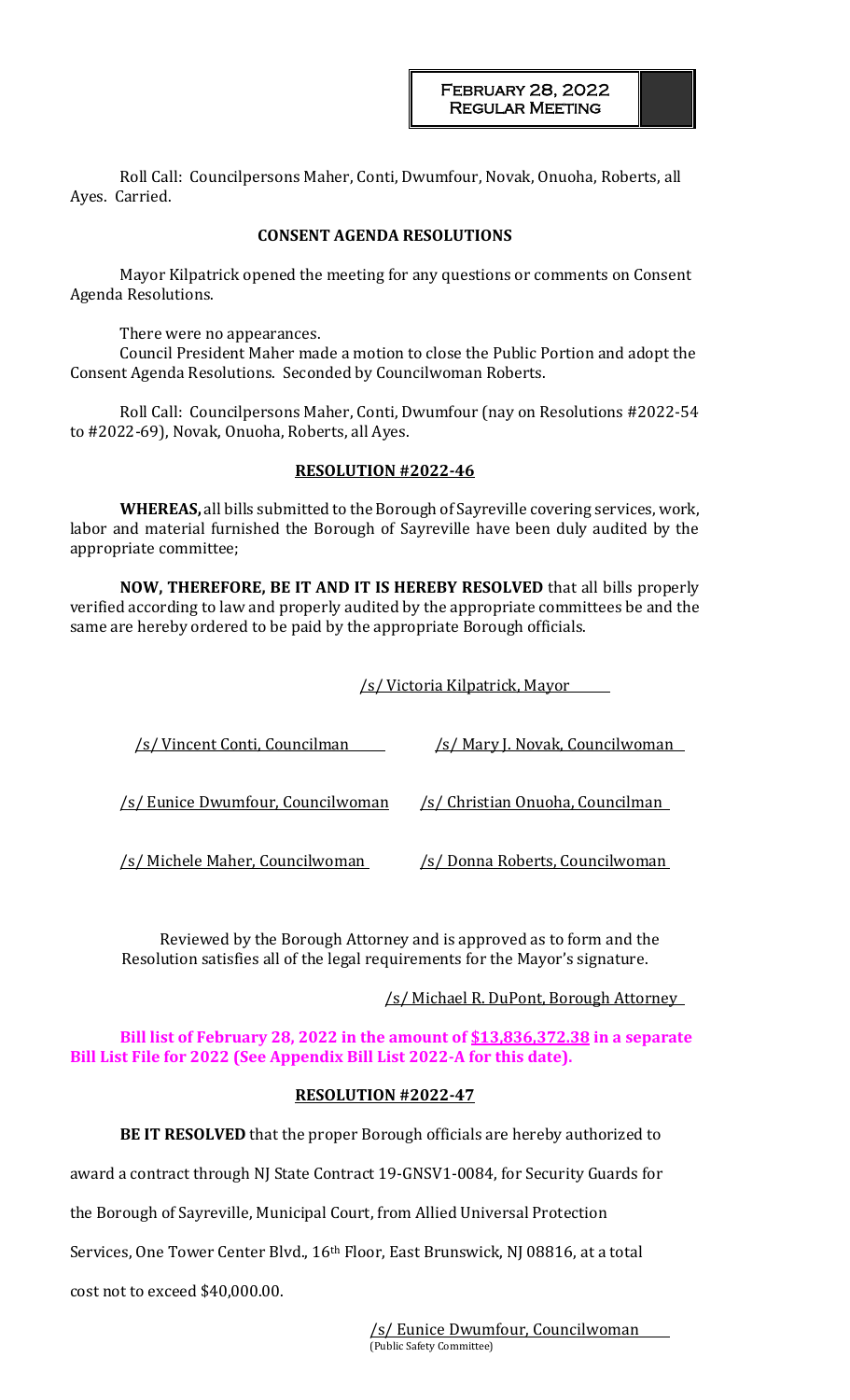Roll Call: Councilpersons Maher, Conti, Dwumfour, Novak, Onuoha, Roberts, all Ayes. Carried.

**CONSENT AGENDA RESOLUTIONS**

Mayor Kilpatrick opened the meeting for any questions or comments on Consent Agenda Resolutions.

There were no appearances.

Council President Maher made a motion to close the Public Portion and adopt the Consent Agenda Resolutions. Seconded by Councilwoman Roberts.

Roll Call: Councilpersons Maher, Conti, Dwumfour (nay on Resolutions #2022-54 to #2022-69), Novak, Onuoha, Roberts, all Ayes.

**RESOLUTION #2022-46**

**WHEREAS,** all bills submitted to the Borough of Sayreville covering services, work, labor and material furnished the Borough of Sayreville have been duly audited by the appropriate committee;

**NOW, THEREFORE, BE IT AND IT IS HEREBY RESOLVED** that all bills properly verified according to law and properly audited by the appropriate committees be and the same are hereby ordered to be paid by the appropriate Borough officials.

/s/ Victoria Kilpatrick, Mayor

/s/ Vincent Conti, Councilman

/s/ Mary J. Novak, Councilwoman

/s/ Eunice Dwumfour, Councilwoman

/s/ Christian Onuoha, Councilman

/s/ Michele Maher, Councilwoman

/s/ Donna Roberts, Councilwoman

Reviewed by the Borough Attorney and is approved as to form and the Resolution satisfies all of the legal requirements for the Mayor's signature.

/s/ Michael R. DuPont, Borough Attorney

**Bill list of February 28, 2022 in the amount of $13,836,372.38 in a separate Bill List File for 2022 (See Appendix Bill List 2022-A for this date).**

**RESOLUTION #2022-47**

**BE IT RESOLVED** that the proper Borough officials are hereby authorized to award a contract through NJ State Contract 19-GNSV1-0084, for Security Guards for the Borough of Sayreville, Municipal Court, from Allied Universal Protection Services, One Tower Center Blvd., 16th Floor, East Brunswick, NJ 08816, at a total cost not to exceed $40,000.00.

/s/ Eunice Dwumfour, Councilwoman
(Public Safety Committee)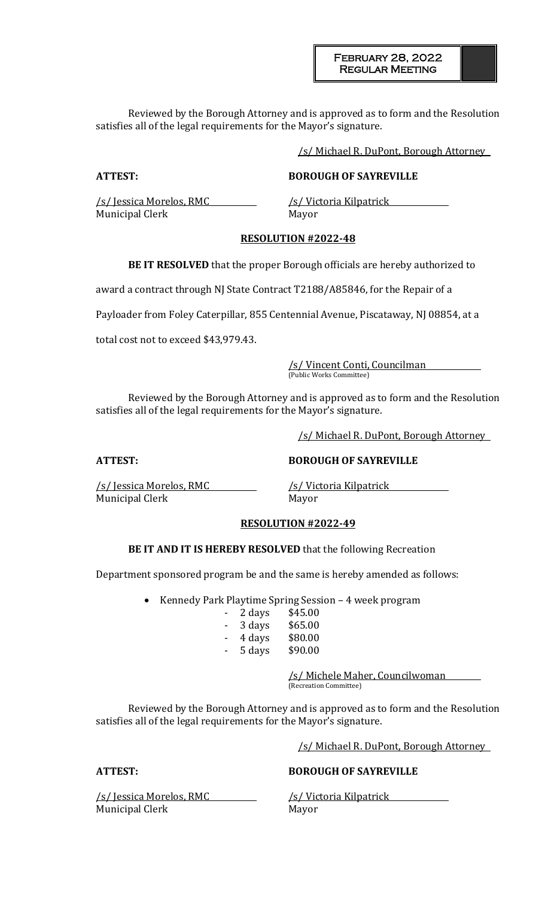Reviewed by the Borough Attorney and is approved as to form and the Resolution satisfies all of the legal requirements for the Mayor's signature.

/s/ Michael R. DuPont, Borough Attorney

**ATTEST:** **BOROUGH OF SAYREVILLE**

/s/ Jessica Morelos, RMC
Municipal Clerk

/s/ Victoria Kilpatrick
Mayor

**RESOLUTION #2022-48**

**BE IT RESOLVED** that the proper Borough officials are hereby authorized to award a contract through NJ State Contract T2188/A85846, for the Repair of a Payloader from Foley Caterpillar, 855 Centennial Avenue, Piscataway, NJ 08854, at a total cost not to exceed $43,979.43.

/s/ Vincent Conti, Councilman
(Public Works Committee)

Reviewed by the Borough Attorney and is approved as to form and the Resolution satisfies all of the legal requirements for the Mayor's signature.

/s/ Michael R. DuPont, Borough Attorney

**ATTEST:** **BOROUGH OF SAYREVILLE**

/s/ Jessica Morelos, RMC
Municipal Clerk

/s/ Victoria Kilpatrick
Mayor

**RESOLUTION #2022-49**

**BE IT AND IT IS HEREBY RESOLVED** that the following Recreation Department sponsored program be and the same is hereby amended as follows:

- Kennedy Park Playtime Spring Session – 4 week program
  - 2 days $45.00
  - 3 days $65.00
  - 4 days $80.00
  - 5 days $90.00

/s/ Michele Maher, Councilwoman
(Recreation Committee)

Reviewed by the Borough Attorney and is approved as to form and the Resolution satisfies all of the legal requirements for the Mayor's signature.

/s/ Michael R. DuPont, Borough Attorney

**ATTEST:** **BOROUGH OF SAYREVILLE**

/s/ Jessica Morelos, RMC
Municipal Clerk

/s/ Victoria Kilpatrick
Mayor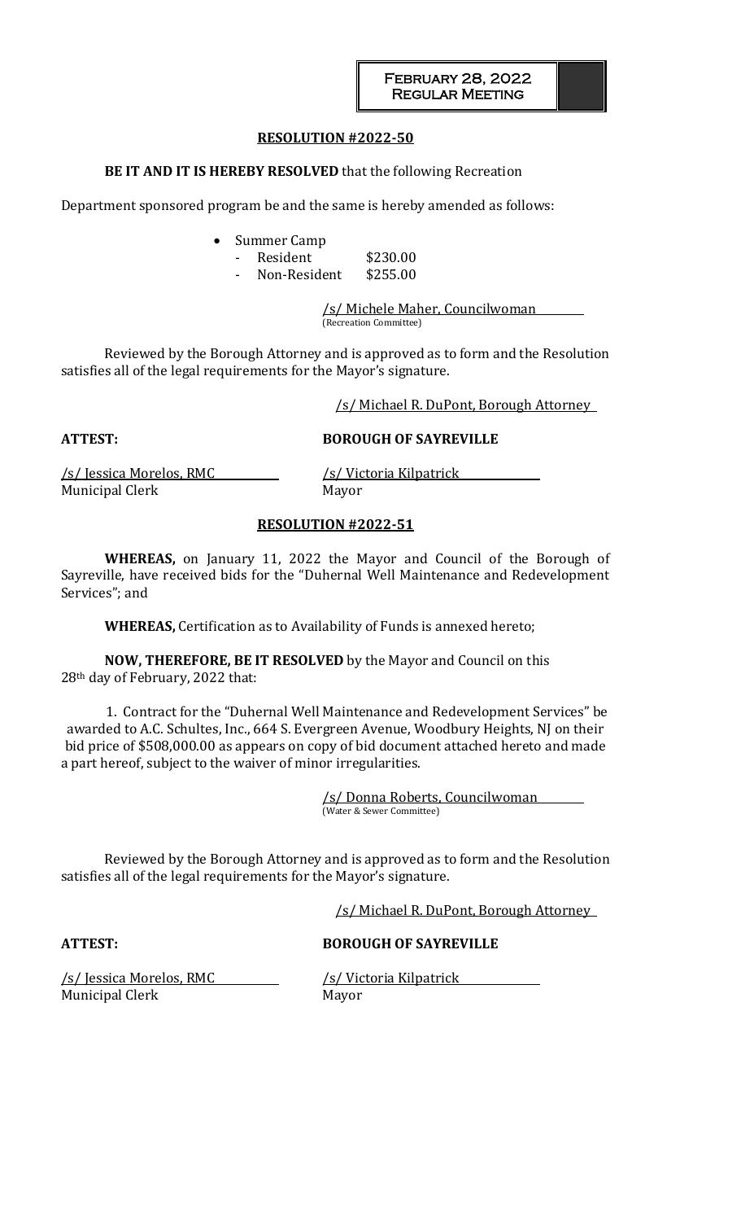## RESOLUTION #2022-50

**BE IT AND IT IS HEREBY RESOLVED** that the following Recreation Department sponsored program be and the same is hereby amended as follows:

- Summer Camp
  - Resident $230.00
  - Non-Resident $255.00

/s/ Michele Maher, Councilwoman
(Recreation Committee)

Reviewed by the Borough Attorney and is approved as to form and the Resolution satisfies all of the legal requirements for the Mayor's signature.

/s/ Michael R. DuPont, Borough Attorney

**ATTEST:** **BOROUGH OF SAYREVILLE**

/s/ Jessica Morelos, RMC
Municipal Clerk

/s/ Victoria Kilpatrick
Mayor

## RESOLUTION #2022-51

**WHEREAS,** on January 11, 2022 the Mayor and Council of the Borough of Sayreville, have received bids for the "Duhernal Well Maintenance and Redevelopment Services"; and

**WHEREAS,** Certification as to Availability of Funds is annexed hereto;

**NOW, THEREFORE, BE IT RESOLVED** by the Mayor and Council on this 28th day of February, 2022 that:

1. Contract for the "Duhernal Well Maintenance and Redevelopment Services" be awarded to A.C. Schultes, Inc., 664 S. Evergreen Avenue, Woodbury Heights, NJ on their bid price of $508,000.00 as appears on copy of bid document attached hereto and made a part hereof, subject to the waiver of minor irregularities.

/s/ Donna Roberts, Councilwoman
(Water & Sewer Committee)

Reviewed by the Borough Attorney and is approved as to form and the Resolution satisfies all of the legal requirements for the Mayor's signature.

/s/ Michael R. DuPont, Borough Attorney

**ATTEST:** **BOROUGH OF SAYREVILLE**

/s/ Jessica Morelos, RMC
Municipal Clerk

/s/ Victoria Kilpatrick
Mayor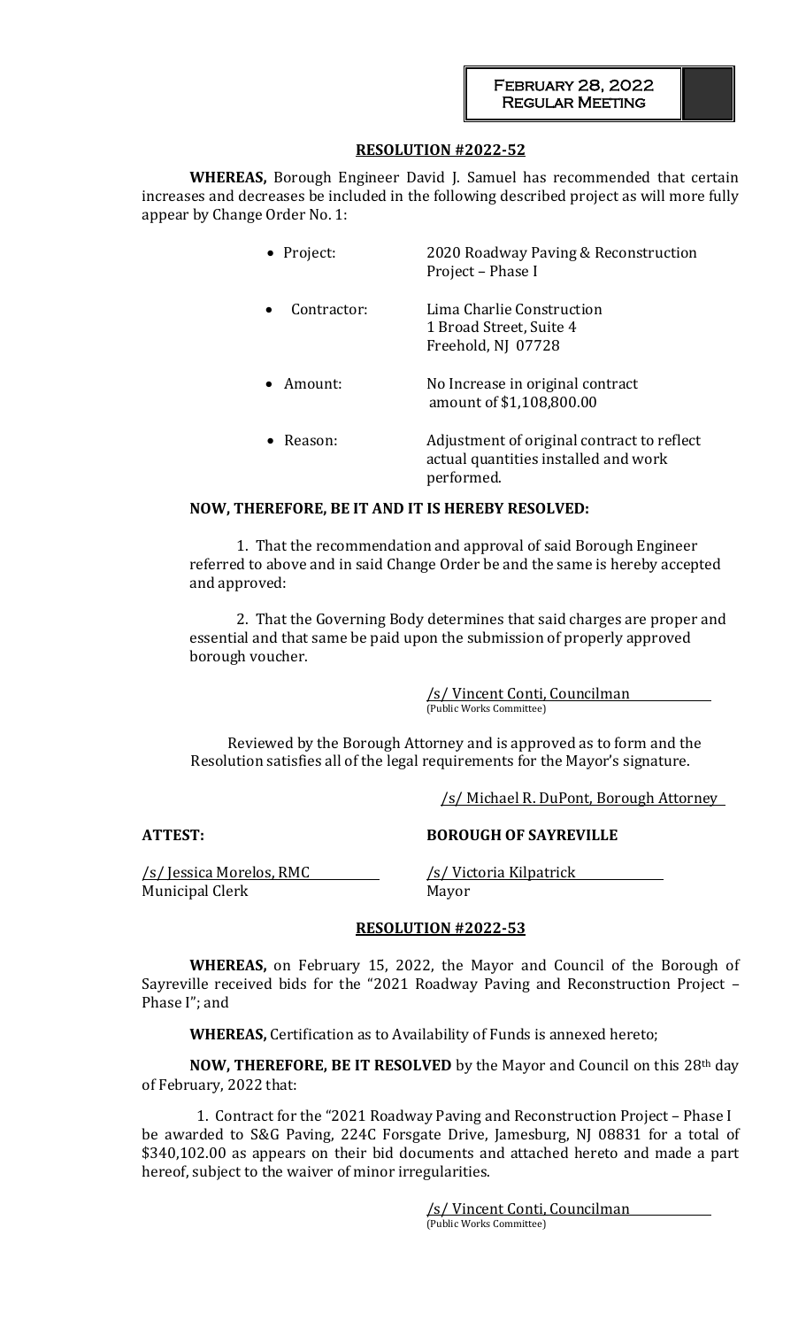February 28, 2022
Regular Meeting

## RESOLUTION #2022-52

**WHEREAS,** Borough Engineer David J. Samuel has recommended that certain increases and decreases be included in the following described project as will more fully appear by Change Order No. 1:

- Project: 2020 Roadway Paving & Reconstruction Project – Phase I
- Contractor: Lima Charlie Construction
  1 Broad Street, Suite 4
  Freehold, NJ 07728
- Amount: No Increase in original contract amount of $1,108,800.00
- Reason: Adjustment of original contract to reflect actual quantities installed and work performed.

**NOW, THEREFORE, BE IT AND IT IS HEREBY RESOLVED:**

1. That the recommendation and approval of said Borough Engineer referred to above and in said Change Order be and the same is hereby accepted and approved:

2. That the Governing Body determines that said charges are proper and essential and that same be paid upon the submission of properly approved borough voucher.

/s/ Vincent Conti, Councilman
(Public Works Committee)

Reviewed by the Borough Attorney and is approved as to form and the Resolution satisfies all of the legal requirements for the Mayor's signature.

/s/ Michael R. DuPont, Borough Attorney

**ATTEST:** **BOROUGH OF SAYREVILLE**

/s/ Jessica Morelos, RMC
Municipal Clerk

/s/ Victoria Kilpatrick
Mayor

## RESOLUTION #2022-53

**WHEREAS,** on February 15, 2022, the Mayor and Council of the Borough of Sayreville received bids for the "2021 Roadway Paving and Reconstruction Project – Phase I"; and

**WHEREAS,** Certification as to Availability of Funds is annexed hereto;

**NOW, THEREFORE, BE IT RESOLVED** by the Mayor and Council on this 28th day of February, 2022 that:

1. Contract for the "2021 Roadway Paving and Reconstruction Project – Phase I be awarded to S&G Paving, 224C Forsgate Drive, Jamesburg, NJ 08831 for a total of $340,102.00 as appears on their bid documents and attached hereto and made a part hereof, subject to the waiver of minor irregularities.

/s/ Vincent Conti, Councilman
(Public Works Committee)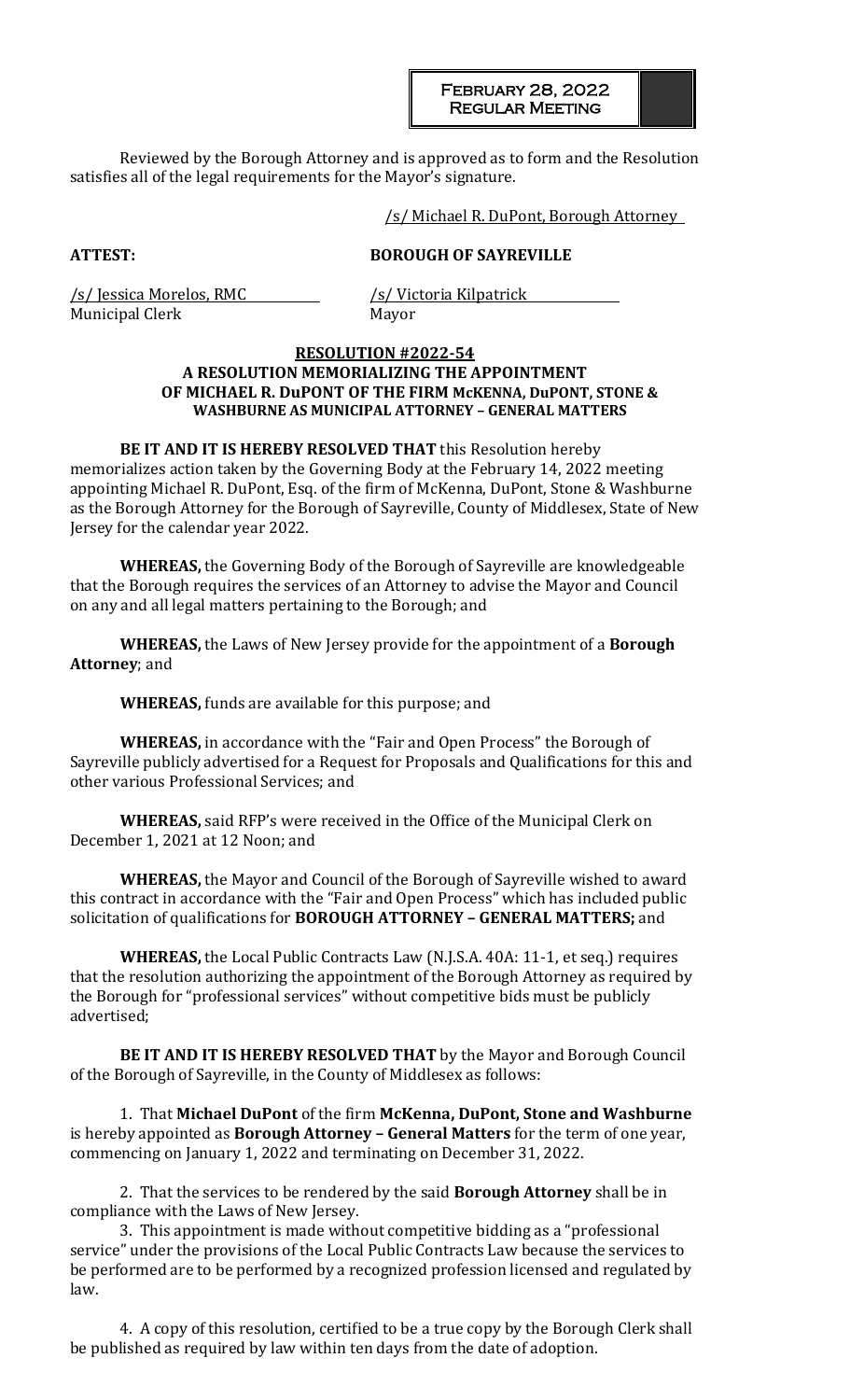Reviewed by the Borough Attorney and is approved as to form and the Resolution satisfies all of the legal requirements for the Mayor's signature.

/s/ Michael R. DuPont, Borough Attorney

**ATTEST:** **BOROUGH OF SAYREVILLE**

/s/ Jessica Morelos, RMC
Municipal Clerk

/s/ Victoria Kilpatrick
Mayor

**RESOLUTION #2022-54**
**A RESOLUTION MEMORIALIZING THE APPOINTMENT OF MICHAEL R. DuPONT OF THE FIRM McKENNA, DuPONT, STONE & WASHBURNE AS MUNICIPAL ATTORNEY – GENERAL MATTERS**

**BE IT AND IT IS HEREBY RESOLVED THAT** this Resolution hereby memorializes action taken by the Governing Body at the February 14, 2022 meeting appointing Michael R. DuPont, Esq. of the firm of McKenna, DuPont, Stone & Washburne as the Borough Attorney for the Borough of Sayreville, County of Middlesex, State of New Jersey for the calendar year 2022.

**WHEREAS,** the Governing Body of the Borough of Sayreville are knowledgeable that the Borough requires the services of an Attorney to advise the Mayor and Council on any and all legal matters pertaining to the Borough; and

**WHEREAS,** the Laws of New Jersey provide for the appointment of a **Borough Attorney**; and

**WHEREAS,** funds are available for this purpose; and

**WHEREAS,** in accordance with the "Fair and Open Process" the Borough of Sayreville publicly advertised for a Request for Proposals and Qualifications for this and other various Professional Services; and

**WHEREAS,** said RFP's were received in the Office of the Municipal Clerk on December 1, 2021 at 12 Noon; and

**WHEREAS,** the Mayor and Council of the Borough of Sayreville wished to award this contract in accordance with the "Fair and Open Process" which has included public solicitation of qualifications for **BOROUGH ATTORNEY – GENERAL MATTERS;** and

**WHEREAS,** the Local Public Contracts Law (N.J.S.A. 40A: 11-1, et seq.) requires that the resolution authorizing the appointment of the Borough Attorney as required by the Borough for "professional services" without competitive bids must be publicly advertised;

**BE IT AND IT IS HEREBY RESOLVED THAT** by the Mayor and Borough Council of the Borough of Sayreville, in the County of Middlesex as follows:

1. That **Michael DuPont** of the firm **McKenna, DuPont, Stone and Washburne** is hereby appointed as **Borough Attorney – General Matters** for the term of one year, commencing on January 1, 2022 and terminating on December 31, 2022.

2. That the services to be rendered by the said **Borough Attorney** shall be in compliance with the Laws of New Jersey.

3. This appointment is made without competitive bidding as a "professional service" under the provisions of the Local Public Contracts Law because the services to be performed are to be performed by a recognized profession licensed and regulated by law.

4. A copy of this resolution, certified to be a true copy by the Borough Clerk shall be published as required by law within ten days from the date of adoption.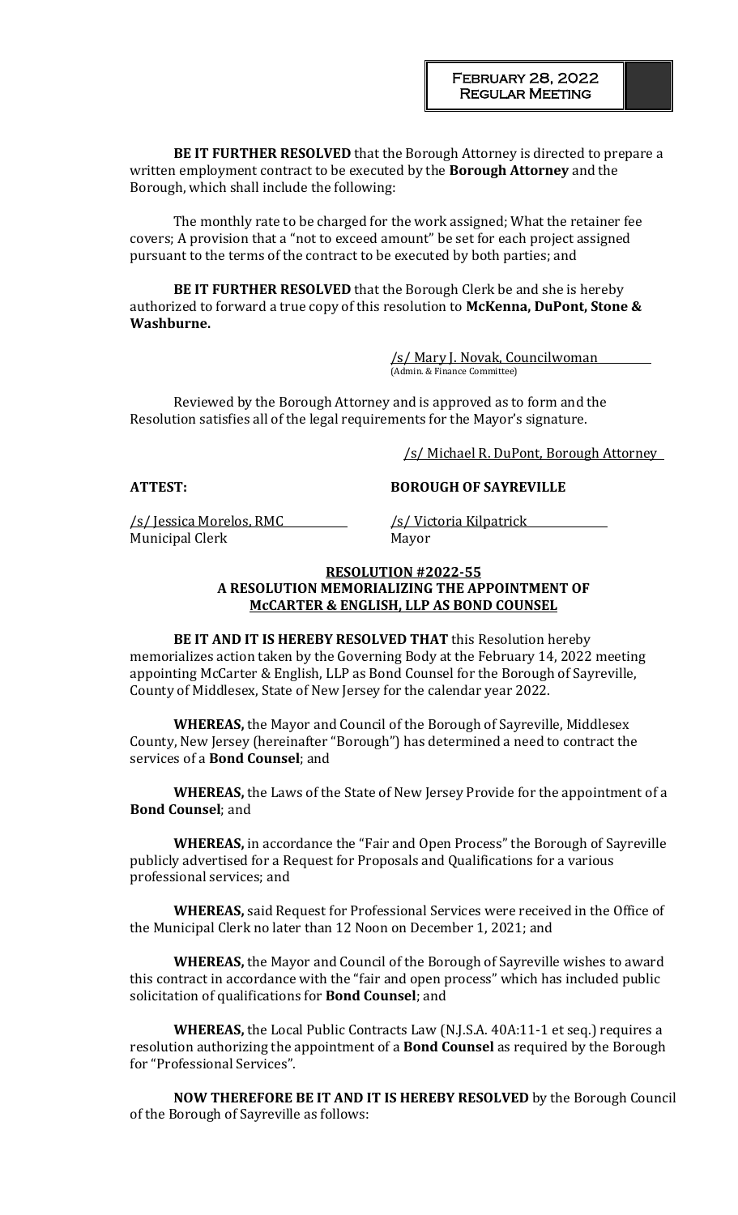**BE IT FURTHER RESOLVED** that the Borough Attorney is directed to prepare a written employment contract to be executed by the **Borough Attorney** and the Borough, which shall include the following:

The monthly rate to be charged for the work assigned; What the retainer fee covers; A provision that a "not to exceed amount" be set for each project assigned pursuant to the terms of the contract to be executed by both parties; and

**BE IT FURTHER RESOLVED** that the Borough Clerk be and she is hereby authorized to forward a true copy of this resolution to **McKenna, DuPont, Stone & Washburne.**

/s/ Mary J. Novak, Councilwoman
(Admin. & Finance Committee)

Reviewed by the Borough Attorney and is approved as to form and the Resolution satisfies all of the legal requirements for the Mayor's signature.

/s/ Michael R. DuPont, Borough Attorney

**ATTEST:** **BOROUGH OF SAYREVILLE**

/s/ Jessica Morelos, RMC
Municipal Clerk

/s/ Victoria Kilpatrick
Mayor

**RESOLUTION #2022-55**
**A RESOLUTION MEMORIALIZING THE APPOINTMENT OF McCARTER & ENGLISH, LLP AS BOND COUNSEL**

**BE IT AND IT IS HEREBY RESOLVED THAT** this Resolution hereby memorializes action taken by the Governing Body at the February 14, 2022 meeting appointing McCarter & English, LLP as Bond Counsel for the Borough of Sayreville, County of Middlesex, State of New Jersey for the calendar year 2022.

**WHEREAS,** the Mayor and Council of the Borough of Sayreville, Middlesex County, New Jersey (hereinafter "Borough") has determined a need to contract the services of a **Bond Counsel**; and

**WHEREAS,** the Laws of the State of New Jersey Provide for the appointment of a **Bond Counsel**; and

**WHEREAS,** in accordance the "Fair and Open Process" the Borough of Sayreville publicly advertised for a Request for Proposals and Qualifications for a various professional services; and

**WHEREAS,** said Request for Professional Services were received in the Office of the Municipal Clerk no later than 12 Noon on December 1, 2021; and

**WHEREAS,** the Mayor and Council of the Borough of Sayreville wishes to award this contract in accordance with the "fair and open process" which has included public solicitation of qualifications for **Bond Counsel**; and

**WHEREAS,** the Local Public Contracts Law (N.J.S.A. 40A:11-1 et seq.) requires a resolution authorizing the appointment of a **Bond Counsel** as required by the Borough for "Professional Services".

**NOW THEREFORE BE IT AND IT IS HEREBY RESOLVED** by the Borough Council of the Borough of Sayreville as follows: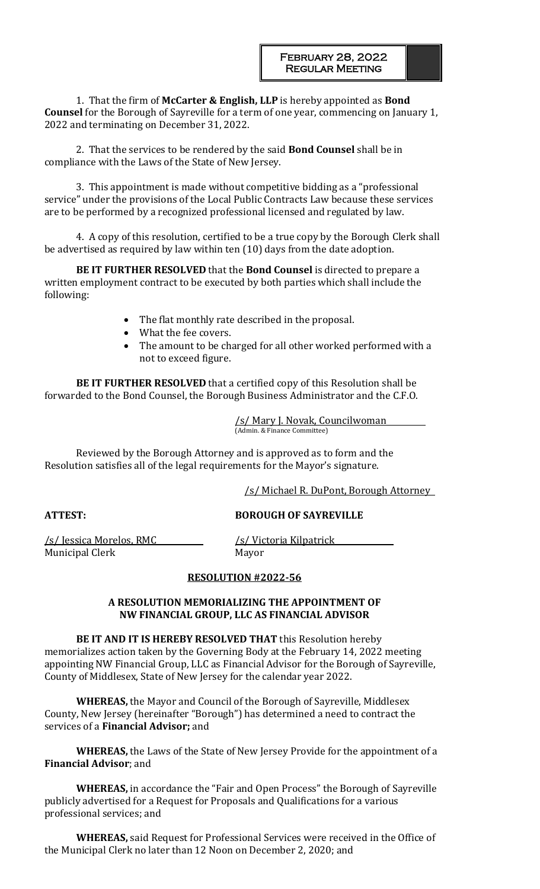1. That the firm of **McCarter & English, LLP** is hereby appointed as **Bond Counsel** for the Borough of Sayreville for a term of one year, commencing on January 1, 2022 and terminating on December 31, 2022.

2. That the services to be rendered by the said **Bond Counsel** shall be in compliance with the Laws of the State of New Jersey.

3. This appointment is made without competitive bidding as a "professional service" under the provisions of the Local Public Contracts Law because these services are to be performed by a recognized professional licensed and regulated by law.

4. A copy of this resolution, certified to be a true copy by the Borough Clerk shall be advertised as required by law within ten (10) days from the date adoption.

**BE IT FURTHER RESOLVED** that the **Bond Counsel** is directed to prepare a written employment contract to be executed by both parties which shall include the following:

- The flat monthly rate described in the proposal.
- What the fee covers.
- The amount to be charged for all other worked performed with a not to exceed figure.

**BE IT FURTHER RESOLVED** that a certified copy of this Resolution shall be forwarded to the Bond Counsel, the Borough Business Administrator and the C.F.O.

/s/ Mary J. Novak, Councilwoman
(Admin. & Finance Committee)

Reviewed by the Borough Attorney and is approved as to form and the Resolution satisfies all of the legal requirements for the Mayor's signature.

/s/ Michael R. DuPont, Borough Attorney

**ATTEST:** **BOROUGH OF SAYREVILLE**

/s/ Jessica Morelos, RMC
Municipal Clerk

/s/ Victoria Kilpatrick
Mayor

**RESOLUTION #2022-56**

**A RESOLUTION MEMORIALIZING THE APPOINTMENT OF NW FINANCIAL GROUP, LLC AS FINANCIAL ADVISOR**

**BE IT AND IT IS HEREBY RESOLVED THAT** this Resolution hereby memorializes action taken by the Governing Body at the February 14, 2022 meeting appointing NW Financial Group, LLC as Financial Advisor for the Borough of Sayreville, County of Middlesex, State of New Jersey for the calendar year 2022.

**WHEREAS,** the Mayor and Council of the Borough of Sayreville, Middlesex County, New Jersey (hereinafter "Borough") has determined a need to contract the services of a **Financial Advisor;** and

**WHEREAS,** the Laws of the State of New Jersey Provide for the appointment of a **Financial Advisor**; and

**WHEREAS,** in accordance the "Fair and Open Process" the Borough of Sayreville publicly advertised for a Request for Proposals and Qualifications for a various professional services; and

**WHEREAS,** said Request for Professional Services were received in the Office of the Municipal Clerk no later than 12 Noon on December 2, 2020; and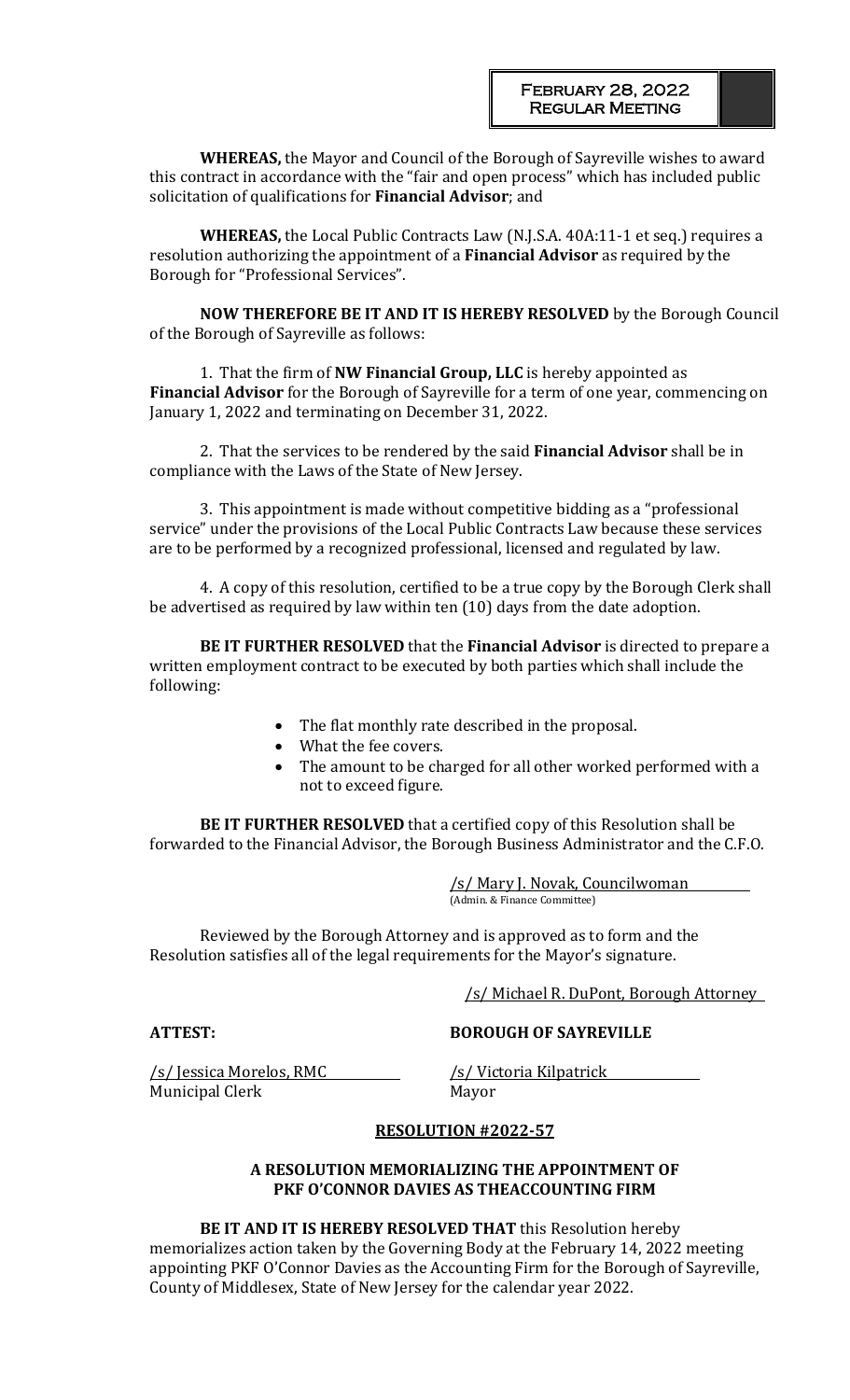**WHEREAS,** the Mayor and Council of the Borough of Sayreville wishes to award this contract in accordance with the "fair and open process" which has included public solicitation of qualifications for **Financial Advisor**; and

**WHEREAS,** the Local Public Contracts Law (N.J.S.A. 40A:11-1 et seq.) requires a resolution authorizing the appointment of a **Financial Advisor** as required by the Borough for "Professional Services".

**NOW THEREFORE BE IT AND IT IS HEREBY RESOLVED** by the Borough Council of the Borough of Sayreville as follows:

1. That the firm of **NW Financial Group, LLC** is hereby appointed as **Financial Advisor** for the Borough of Sayreville for a term of one year, commencing on January 1, 2022 and terminating on December 31, 2022.

2. That the services to be rendered by the said **Financial Advisor** shall be in compliance with the Laws of the State of New Jersey.

3. This appointment is made without competitive bidding as a "professional service" under the provisions of the Local Public Contracts Law because these services are to be performed by a recognized professional, licensed and regulated by law.

4. A copy of this resolution, certified to be a true copy by the Borough Clerk shall be advertised as required by law within ten (10) days from the date adoption.

**BE IT FURTHER RESOLVED** that the **Financial Advisor** is directed to prepare a written employment contract to be executed by both parties which shall include the following:

- The flat monthly rate described in the proposal.
- What the fee covers.
- The amount to be charged for all other worked performed with a not to exceed figure.

**BE IT FURTHER RESOLVED** that a certified copy of this Resolution shall be forwarded to the Financial Advisor, the Borough Business Administrator and the C.F.O.

/s/ Mary J. Novak, Councilwoman
(Admin. & Finance Committee)

Reviewed by the Borough Attorney and is approved as to form and the Resolution satisfies all of the legal requirements for the Mayor's signature.

/s/ Michael R. DuPont, Borough Attorney

**ATTEST:** **BOROUGH OF SAYREVILLE**

/s/ Jessica Morelos, RMC
Municipal Clerk

/s/ Victoria Kilpatrick
Mayor

## RESOLUTION #2022-57

### A RESOLUTION MEMORIALIZING THE APPOINTMENT OF PKF O'CONNOR DAVIES AS THEACCOUNTING FIRM

**BE IT AND IT IS HEREBY RESOLVED THAT** this Resolution hereby memorializes action taken by the Governing Body at the February 14, 2022 meeting appointing PKF O'Connor Davies as the Accounting Firm for the Borough of Sayreville, County of Middlesex, State of New Jersey for the calendar year 2022.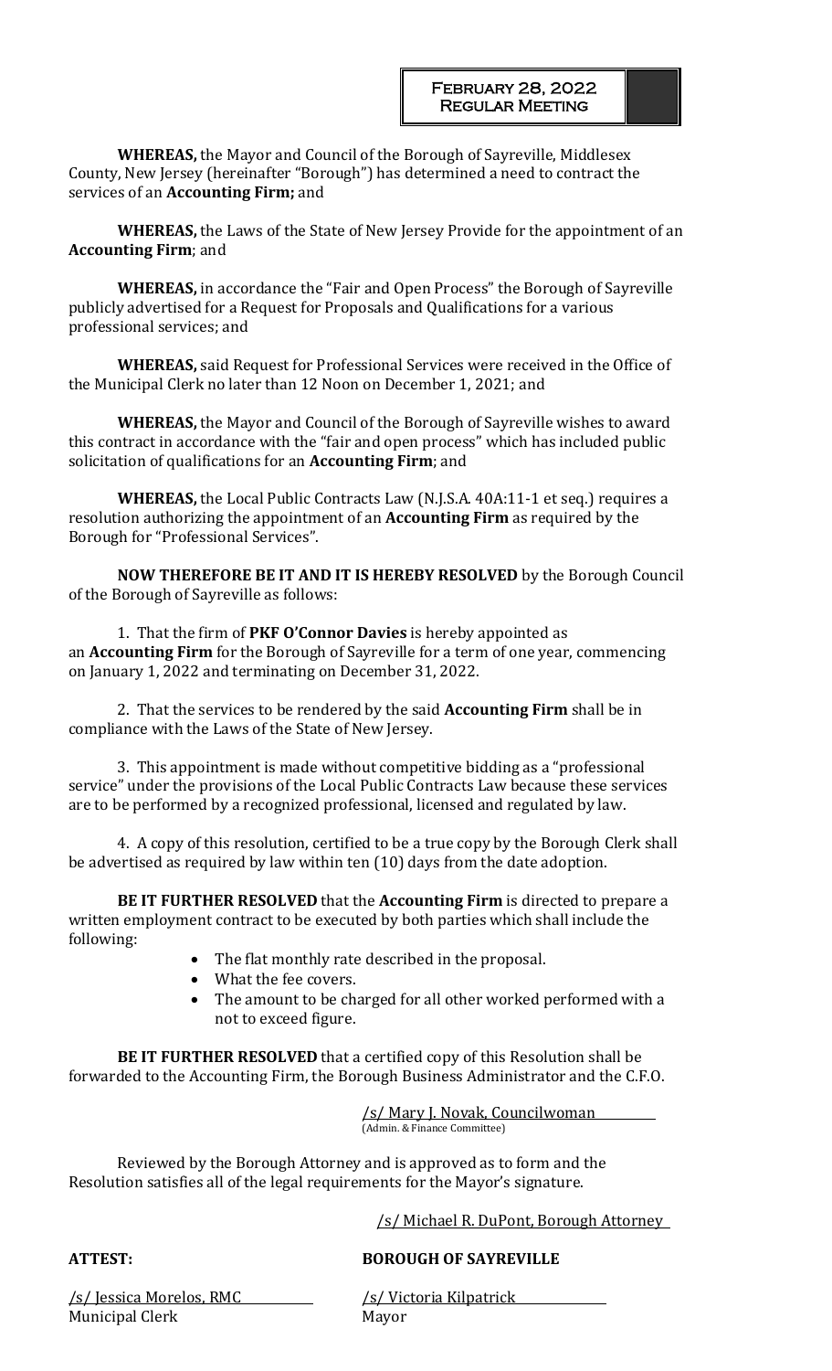**WHEREAS,** the Mayor and Council of the Borough of Sayreville, Middlesex County, New Jersey (hereinafter "Borough") has determined a need to contract the services of an **Accounting Firm;** and

**WHEREAS,** the Laws of the State of New Jersey Provide for the appointment of an **Accounting Firm**; and

**WHEREAS,** in accordance the "Fair and Open Process" the Borough of Sayreville publicly advertised for a Request for Proposals and Qualifications for a various professional services; and

**WHEREAS,** said Request for Professional Services were received in the Office of the Municipal Clerk no later than 12 Noon on December 1, 2021; and

**WHEREAS,** the Mayor and Council of the Borough of Sayreville wishes to award this contract in accordance with the "fair and open process" which has included public solicitation of qualifications for an **Accounting Firm**; and

**WHEREAS,** the Local Public Contracts Law (N.J.S.A. 40A:11-1 et seq.) requires a resolution authorizing the appointment of an **Accounting Firm** as required by the Borough for "Professional Services".

**NOW THEREFORE BE IT AND IT IS HEREBY RESOLVED** by the Borough Council of the Borough of Sayreville as follows:

1. That the firm of **PKF O'Connor Davies** is hereby appointed as an **Accounting Firm** for the Borough of Sayreville for a term of one year, commencing on January 1, 2022 and terminating on December 31, 2022.

2. That the services to be rendered by the said **Accounting Firm** shall be in compliance with the Laws of the State of New Jersey.

3. This appointment is made without competitive bidding as a "professional service" under the provisions of the Local Public Contracts Law because these services are to be performed by a recognized professional, licensed and regulated by law.

4. A copy of this resolution, certified to be a true copy by the Borough Clerk shall be advertised as required by law within ten (10) days from the date adoption.

**BE IT FURTHER RESOLVED** that the **Accounting Firm** is directed to prepare a written employment contract to be executed by both parties which shall include the following:

- The flat monthly rate described in the proposal.
- What the fee covers.
- The amount to be charged for all other worked performed with a not to exceed figure.

**BE IT FURTHER RESOLVED** that a certified copy of this Resolution shall be forwarded to the Accounting Firm, the Borough Business Administrator and the C.F.O.

/s/ Mary J. Novak, Councilwoman
(Admin. & Finance Committee)

Reviewed by the Borough Attorney and is approved as to form and the Resolution satisfies all of the legal requirements for the Mayor's signature.

/s/ Michael R. DuPont, Borough Attorney

**ATTEST:**

/s/ Jessica Morelos, RMC
Municipal Clerk

**BOROUGH OF SAYREVILLE**

/s/ Victoria Kilpatrick
Mayor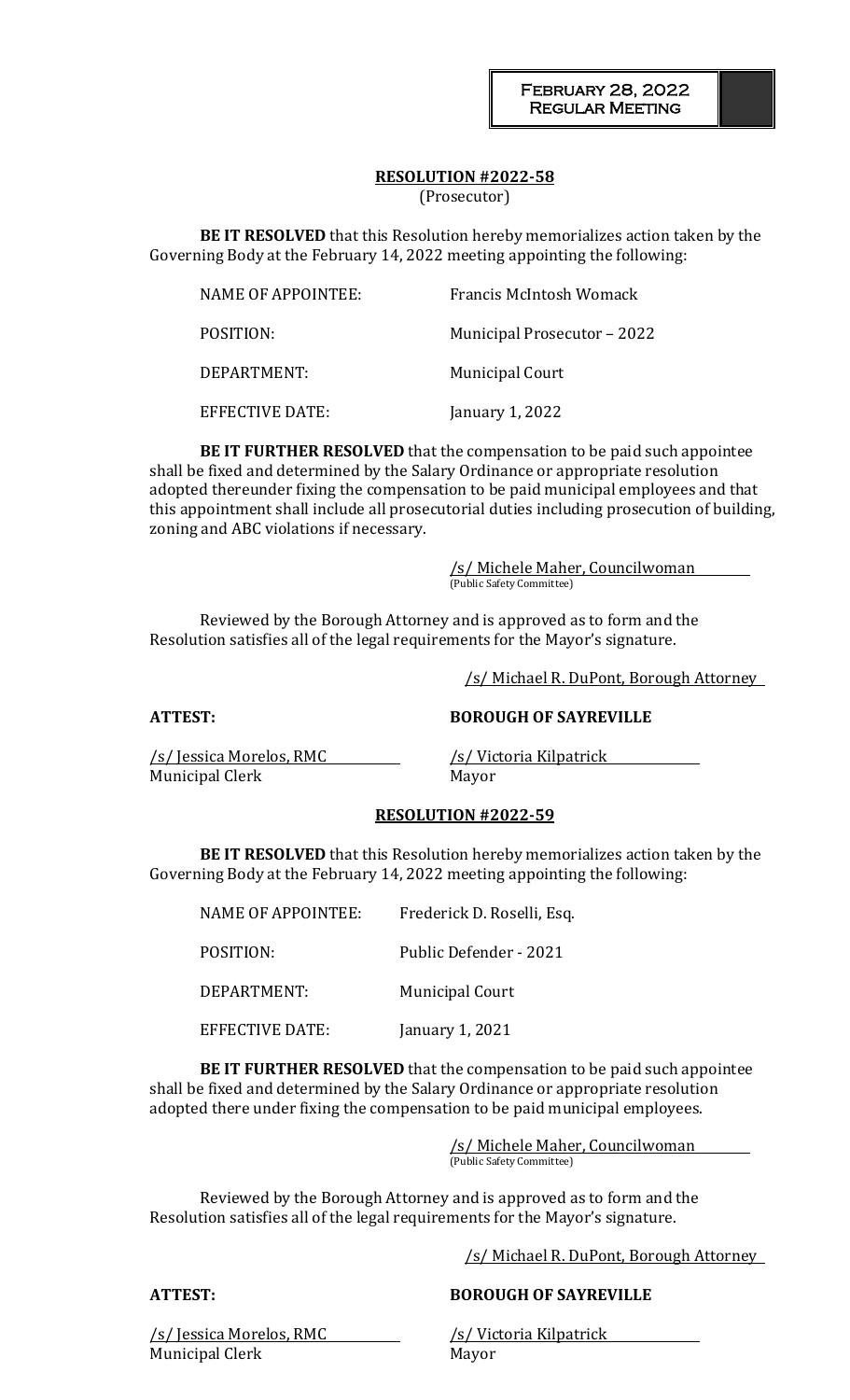**RESOLUTION #2022-58**
(Prosecutor)

**BE IT RESOLVED** that this Resolution hereby memorializes action taken by the Governing Body at the February 14, 2022 meeting appointing the following:

| | |
|---|---|
| NAME OF APPOINTEE: | Francis McIntosh Womack |
| POSITION: | Municipal Prosecutor – 2022 |
| DEPARTMENT: | Municipal Court |
| EFFECTIVE DATE: | January 1, 2022 |

**BE IT FURTHER RESOLVED** that the compensation to be paid such appointee shall be fixed and determined by the Salary Ordinance or appropriate resolution adopted thereunder fixing the compensation to be paid municipal employees and that this appointment shall include all prosecutorial duties including prosecution of building, zoning and ABC violations if necessary.

/s/ Michele Maher, Councilwoman
(Public Safety Committee)

Reviewed by the Borough Attorney and is approved as to form and the Resolution satisfies all of the legal requirements for the Mayor's signature.

/s/ Michael R. DuPont, Borough Attorney

**ATTEST:** **BOROUGH OF SAYREVILLE**

/s/ Jessica Morelos, RMC
Municipal Clerk

/s/ Victoria Kilpatrick
Mayor

**RESOLUTION #2022-59**

**BE IT RESOLVED** that this Resolution hereby memorializes action taken by the Governing Body at the February 14, 2022 meeting appointing the following:

| | |
|---|---|
| NAME OF APPOINTEE: | Frederick D. Roselli, Esq. |
| POSITION: | Public Defender - 2021 |
| DEPARTMENT: | Municipal Court |
| EFFECTIVE DATE: | January 1, 2021 |

**BE IT FURTHER RESOLVED** that the compensation to be paid such appointee shall be fixed and determined by the Salary Ordinance or appropriate resolution adopted there under fixing the compensation to be paid municipal employees.

/s/ Michele Maher, Councilwoman
(Public Safety Committee)

Reviewed by the Borough Attorney and is approved as to form and the Resolution satisfies all of the legal requirements for the Mayor's signature.

/s/ Michael R. DuPont, Borough Attorney

**ATTEST:** **BOROUGH OF SAYREVILLE**

/s/ Jessica Morelos, RMC
Municipal Clerk

/s/ Victoria Kilpatrick
Mayor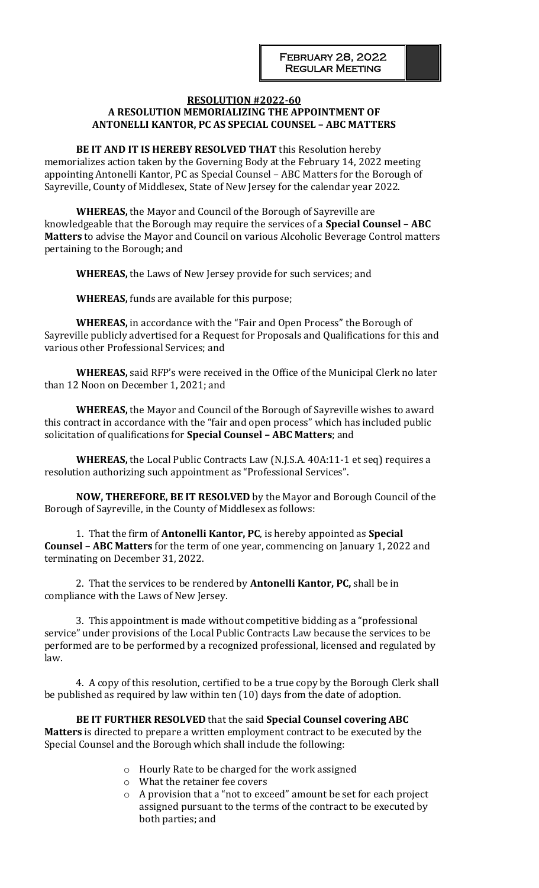**RESOLUTION #2022-60**
**A RESOLUTION MEMORIALIZING THE APPOINTMENT OF ANTONELLI KANTOR, PC AS SPECIAL COUNSEL – ABC MATTERS**

**BE IT AND IT IS HEREBY RESOLVED THAT** this Resolution hereby memorializes action taken by the Governing Body at the February 14, 2022 meeting appointing Antonelli Kantor, PC as Special Counsel – ABC Matters for the Borough of Sayreville, County of Middlesex, State of New Jersey for the calendar year 2022.

**WHEREAS,** the Mayor and Council of the Borough of Sayreville are knowledgeable that the Borough may require the services of a **Special Counsel – ABC Matters** to advise the Mayor and Council on various Alcoholic Beverage Control matters pertaining to the Borough; and

**WHEREAS,** the Laws of New Jersey provide for such services; and

**WHEREAS,** funds are available for this purpose;

**WHEREAS,** in accordance with the "Fair and Open Process" the Borough of Sayreville publicly advertised for a Request for Proposals and Qualifications for this and various other Professional Services; and

**WHEREAS,** said RFP's were received in the Office of the Municipal Clerk no later than 12 Noon on December 1, 2021; and

**WHEREAS,** the Mayor and Council of the Borough of Sayreville wishes to award this contract in accordance with the "fair and open process" which has included public solicitation of qualifications for **Special Counsel – ABC Matters**; and

**WHEREAS,** the Local Public Contracts Law (N.J.S.A. 40A:11-1 et seq) requires a resolution authorizing such appointment as "Professional Services".

**NOW, THEREFORE, BE IT RESOLVED** by the Mayor and Borough Council of the Borough of Sayreville, in the County of Middlesex as follows:

1. That the firm of **Antonelli Kantor, PC**, is hereby appointed as **Special Counsel – ABC Matters** for the term of one year, commencing on January 1, 2022 and terminating on December 31, 2022.

2. That the services to be rendered by **Antonelli Kantor, PC,** shall be in compliance with the Laws of New Jersey.

3. This appointment is made without competitive bidding as a "professional service" under provisions of the Local Public Contracts Law because the services to be performed are to be performed by a recognized professional, licensed and regulated by law.

4. A copy of this resolution, certified to be a true copy by the Borough Clerk shall be published as required by law within ten (10) days from the date of adoption.

**BE IT FURTHER RESOLVED** that the said **Special Counsel covering ABC Matters** is directed to prepare a written employment contract to be executed by the Special Counsel and the Borough which shall include the following:

- Hourly Rate to be charged for the work assigned
- What the retainer fee covers
- A provision that a "not to exceed" amount be set for each project assigned pursuant to the terms of the contract to be executed by both parties; and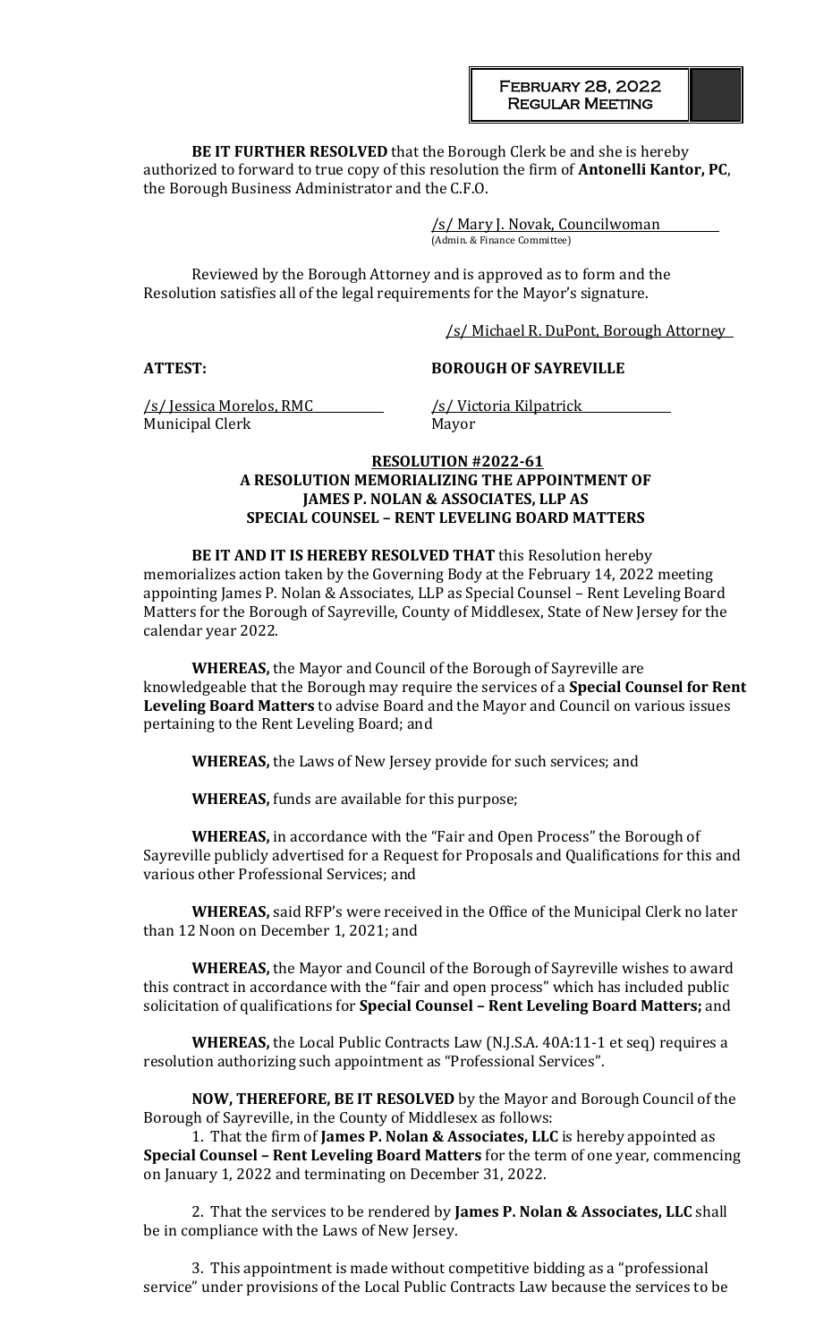**BE IT FURTHER RESOLVED** that the Borough Clerk be and she is hereby authorized to forward to true copy of this resolution the firm of **Antonelli Kantor, PC**, the Borough Business Administrator and the C.F.O.

/s/ Mary J. Novak, Councilwoman
(Admin. & Finance Committee)

Reviewed by the Borough Attorney and is approved as to form and the Resolution satisfies all of the legal requirements for the Mayor's signature.

/s/ Michael R. DuPont, Borough Attorney

**ATTEST:** **BOROUGH OF SAYREVILLE**

/s/ Jessica Morelos, RMC /s/ Victoria Kilpatrick
Municipal Clerk Mayor

**RESOLUTION #2022-61**
**A RESOLUTION MEMORIALIZING THE APPOINTMENT OF JAMES P. NOLAN & ASSOCIATES, LLP AS SPECIAL COUNSEL – RENT LEVELING BOARD MATTERS**

**BE IT AND IT IS HEREBY RESOLVED THAT** this Resolution hereby memorializes action taken by the Governing Body at the February 14, 2022 meeting appointing James P. Nolan & Associates, LLP as Special Counsel – Rent Leveling Board Matters for the Borough of Sayreville, County of Middlesex, State of New Jersey for the calendar year 2022.

**WHEREAS,** the Mayor and Council of the Borough of Sayreville are knowledgeable that the Borough may require the services of a **Special Counsel for Rent Leveling Board Matters** to advise Board and the Mayor and Council on various issues pertaining to the Rent Leveling Board; and

**WHEREAS,** the Laws of New Jersey provide for such services; and

**WHEREAS,** funds are available for this purpose;

**WHEREAS,** in accordance with the "Fair and Open Process" the Borough of Sayreville publicly advertised for a Request for Proposals and Qualifications for this and various other Professional Services; and

**WHEREAS,** said RFP's were received in the Office of the Municipal Clerk no later than 12 Noon on December 1, 2021; and

**WHEREAS,** the Mayor and Council of the Borough of Sayreville wishes to award this contract in accordance with the "fair and open process" which has included public solicitation of qualifications for **Special Counsel – Rent Leveling Board Matters;** and

**WHEREAS,** the Local Public Contracts Law (N.J.S.A. 40A:11-1 et seq) requires a resolution authorizing such appointment as "Professional Services".

**NOW, THEREFORE, BE IT RESOLVED** by the Mayor and Borough Council of the Borough of Sayreville, in the County of Middlesex as follows:

1. That the firm of **James P. Nolan & Associates, LLC** is hereby appointed as **Special Counsel – Rent Leveling Board Matters** for the term of one year, commencing on January 1, 2022 and terminating on December 31, 2022.

2. That the services to be rendered by **James P. Nolan & Associates, LLC** shall be in compliance with the Laws of New Jersey.

3. This appointment is made without competitive bidding as a "professional service" under provisions of the Local Public Contracts Law because the services to be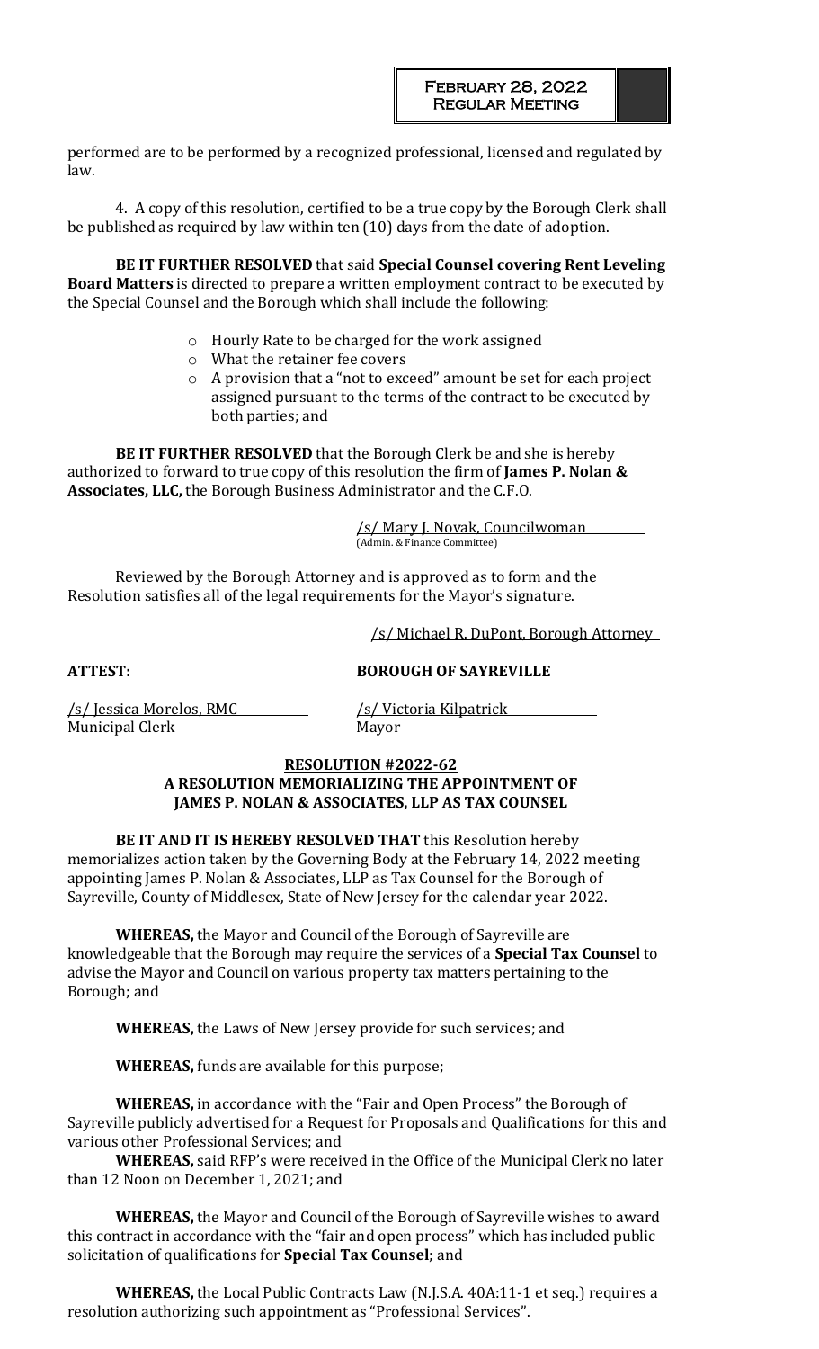performed are to be performed by a recognized professional, licensed and regulated by law.

4. A copy of this resolution, certified to be a true copy by the Borough Clerk shall be published as required by law within ten (10) days from the date of adoption.

**BE IT FURTHER RESOLVED** that said **Special Counsel covering Rent Leveling Board Matters** is directed to prepare a written employment contract to be executed by the Special Counsel and the Borough which shall include the following:

- Hourly Rate to be charged for the work assigned
- What the retainer fee covers
- A provision that a "not to exceed" amount be set for each project assigned pursuant to the terms of the contract to be executed by both parties; and

**BE IT FURTHER RESOLVED** that the Borough Clerk be and she is hereby authorized to forward to true copy of this resolution the firm of **James P. Nolan & Associates, LLC,** the Borough Business Administrator and the C.F.O.

/s/ Mary J. Novak, Councilwoman
(Admin. & Finance Committee)

Reviewed by the Borough Attorney and is approved as to form and the Resolution satisfies all of the legal requirements for the Mayor's signature.

/s/ Michael R. DuPont, Borough Attorney

**ATTEST:** **BOROUGH OF SAYREVILLE**

/s/ Jessica Morelos, RMC
Municipal Clerk

/s/ Victoria Kilpatrick
Mayor

**RESOLUTION #2022-62**
**A RESOLUTION MEMORIALIZING THE APPOINTMENT OF JAMES P. NOLAN & ASSOCIATES, LLP AS TAX COUNSEL**

**BE IT AND IT IS HEREBY RESOLVED THAT** this Resolution hereby memorializes action taken by the Governing Body at the February 14, 2022 meeting appointing James P. Nolan & Associates, LLP as Tax Counsel for the Borough of Sayreville, County of Middlesex, State of New Jersey for the calendar year 2022.

**WHEREAS,** the Mayor and Council of the Borough of Sayreville are knowledgeable that the Borough may require the services of a **Special Tax Counsel** to advise the Mayor and Council on various property tax matters pertaining to the Borough; and

**WHEREAS,** the Laws of New Jersey provide for such services; and

**WHEREAS,** funds are available for this purpose;

**WHEREAS,** in accordance with the "Fair and Open Process" the Borough of Sayreville publicly advertised for a Request for Proposals and Qualifications for this and various other Professional Services; and

**WHEREAS,** said RFP's were received in the Office of the Municipal Clerk no later than 12 Noon on December 1, 2021; and

**WHEREAS,** the Mayor and Council of the Borough of Sayreville wishes to award this contract in accordance with the "fair and open process" which has included public solicitation of qualifications for **Special Tax Counsel**; and

**WHEREAS,** the Local Public Contracts Law (N.J.S.A. 40A:11-1 et seq.) requires a resolution authorizing such appointment as "Professional Services".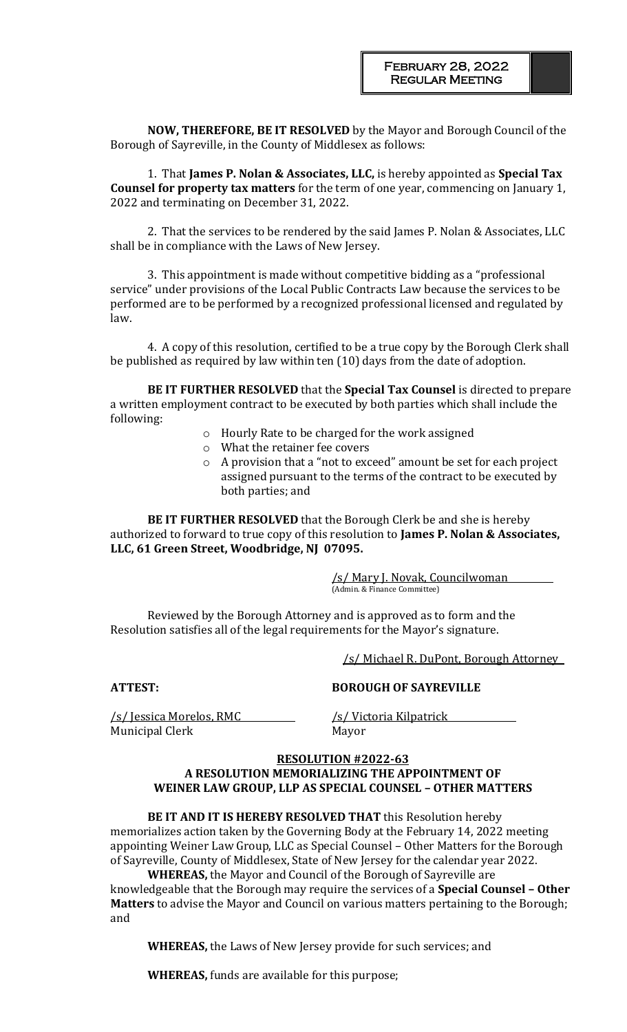**NOW, THEREFORE, BE IT RESOLVED** by the Mayor and Borough Council of the Borough of Sayreville, in the County of Middlesex as follows:

1. That **James P. Nolan & Associates, LLC,** is hereby appointed as **Special Tax Counsel for property tax matters** for the term of one year, commencing on January 1, 2022 and terminating on December 31, 2022.

2. That the services to be rendered by the said James P. Nolan & Associates, LLC shall be in compliance with the Laws of New Jersey.

3. This appointment is made without competitive bidding as a "professional service" under provisions of the Local Public Contracts Law because the services to be performed are to be performed by a recognized professional licensed and regulated by law.

4. A copy of this resolution, certified to be a true copy by the Borough Clerk shall be published as required by law within ten (10) days from the date of adoption.

**BE IT FURTHER RESOLVED** that the **Special Tax Counsel** is directed to prepare a written employment contract to be executed by both parties which shall include the following:

- Hourly Rate to be charged for the work assigned
- What the retainer fee covers
- A provision that a "not to exceed" amount be set for each project assigned pursuant to the terms of the contract to be executed by both parties; and

**BE IT FURTHER RESOLVED** that the Borough Clerk be and she is hereby authorized to forward to true copy of this resolution to **James P. Nolan & Associates, LLC, 61 Green Street, Woodbridge, NJ 07095.**

/s/ Mary J. Novak, Councilwoman
(Admin. & Finance Committee)

Reviewed by the Borough Attorney and is approved as to form and the Resolution satisfies all of the legal requirements for the Mayor's signature.

/s/ Michael R. DuPont, Borough Attorney

**ATTEST:** **BOROUGH OF SAYREVILLE**

/s/ Jessica Morelos, RMC — Municipal Clerk

/s/ Victoria Kilpatrick — Mayor

**RESOLUTION #2022-63**
**A RESOLUTION MEMORIALIZING THE APPOINTMENT OF WEINER LAW GROUP, LLP AS SPECIAL COUNSEL – OTHER MATTERS**

**BE IT AND IT IS HEREBY RESOLVED THAT** this Resolution hereby memorializes action taken by the Governing Body at the February 14, 2022 meeting appointing Weiner Law Group, LLC as Special Counsel – Other Matters for the Borough of Sayreville, County of Middlesex, State of New Jersey for the calendar year 2022.

**WHEREAS,** the Mayor and Council of the Borough of Sayreville are knowledgeable that the Borough may require the services of a **Special Counsel – Other Matters** to advise the Mayor and Council on various matters pertaining to the Borough; and

**WHEREAS,** the Laws of New Jersey provide for such services; and

**WHEREAS,** funds are available for this purpose;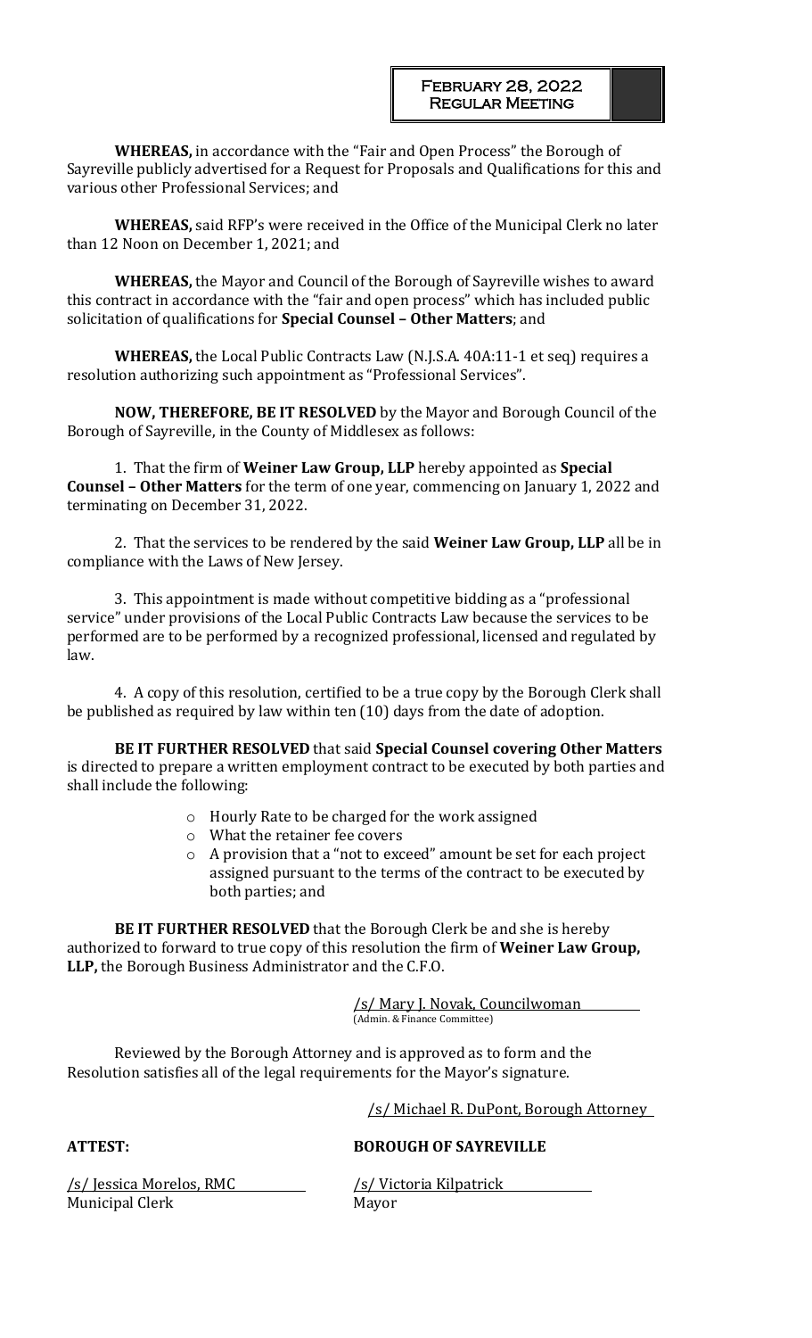**WHEREAS,** in accordance with the "Fair and Open Process" the Borough of Sayreville publicly advertised for a Request for Proposals and Qualifications for this and various other Professional Services; and

**WHEREAS,** said RFP's were received in the Office of the Municipal Clerk no later than 12 Noon on December 1, 2021; and

**WHEREAS,** the Mayor and Council of the Borough of Sayreville wishes to award this contract in accordance with the "fair and open process" which has included public solicitation of qualifications for **Special Counsel – Other Matters**; and

**WHEREAS,** the Local Public Contracts Law (N.J.S.A. 40A:11-1 et seq) requires a resolution authorizing such appointment as "Professional Services".

**NOW, THEREFORE, BE IT RESOLVED** by the Mayor and Borough Council of the Borough of Sayreville, in the County of Middlesex as follows:

1. That the firm of **Weiner Law Group, LLP** hereby appointed as **Special Counsel – Other Matters** for the term of one year, commencing on January 1, 2022 and terminating on December 31, 2022.

2. That the services to be rendered by the said **Weiner Law Group, LLP** all be in compliance with the Laws of New Jersey.

3. This appointment is made without competitive bidding as a "professional service" under provisions of the Local Public Contracts Law because the services to be performed are to be performed by a recognized professional, licensed and regulated by law.

4. A copy of this resolution, certified to be a true copy by the Borough Clerk shall be published as required by law within ten (10) days from the date of adoption.

**BE IT FURTHER RESOLVED** that said **Special Counsel covering Other Matters** is directed to prepare a written employment contract to be executed by both parties and shall include the following:

- Hourly Rate to be charged for the work assigned
- What the retainer fee covers
- A provision that a "not to exceed" amount be set for each project assigned pursuant to the terms of the contract to be executed by both parties; and

**BE IT FURTHER RESOLVED** that the Borough Clerk be and she is hereby authorized to forward to true copy of this resolution the firm of **Weiner Law Group, LLP,** the Borough Business Administrator and the C.F.O.

/s/ Mary J. Novak, Councilwoman
(Admin. & Finance Committee)

Reviewed by the Borough Attorney and is approved as to form and the Resolution satisfies all of the legal requirements for the Mayor's signature.

/s/ Michael R. DuPont, Borough Attorney

**ATTEST:**

/s/ Jessica Morelos, RMC
Municipal Clerk

**BOROUGH OF SAYREVILLE**

/s/ Victoria Kilpatrick
Mayor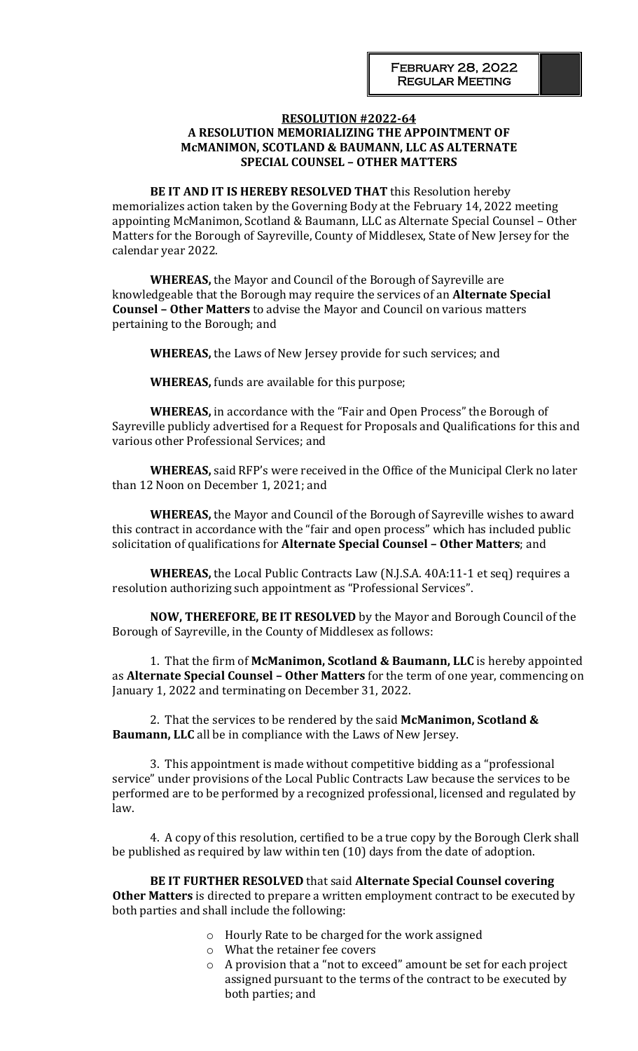February 28, 2022
Regular Meeting

**RESOLUTION #2022-64**
**A RESOLUTION MEMORIALIZING THE APPOINTMENT OF McMANIMON, SCOTLAND & BAUMANN, LLC AS ALTERNATE SPECIAL COUNSEL – OTHER MATTERS**

**BE IT AND IT IS HEREBY RESOLVED THAT** this Resolution hereby memorializes action taken by the Governing Body at the February 14, 2022 meeting appointing McManimon, Scotland & Baumann, LLC as Alternate Special Counsel – Other Matters for the Borough of Sayreville, County of Middlesex, State of New Jersey for the calendar year 2022.

**WHEREAS,** the Mayor and Council of the Borough of Sayreville are knowledgeable that the Borough may require the services of an **Alternate Special Counsel – Other Matters** to advise the Mayor and Council on various matters pertaining to the Borough; and

**WHEREAS,** the Laws of New Jersey provide for such services; and

**WHEREAS,** funds are available for this purpose;

**WHEREAS,** in accordance with the "Fair and Open Process" the Borough of Sayreville publicly advertised for a Request for Proposals and Qualifications for this and various other Professional Services; and

**WHEREAS,** said RFP's were received in the Office of the Municipal Clerk no later than 12 Noon on December 1, 2021; and

**WHEREAS,** the Mayor and Council of the Borough of Sayreville wishes to award this contract in accordance with the "fair and open process" which has included public solicitation of qualifications for **Alternate Special Counsel – Other Matters**; and

**WHEREAS,** the Local Public Contracts Law (N.J.S.A. 40A:11-1 et seq) requires a resolution authorizing such appointment as "Professional Services".

**NOW, THEREFORE, BE IT RESOLVED** by the Mayor and Borough Council of the Borough of Sayreville, in the County of Middlesex as follows:

1. That the firm of **McManimon, Scotland & Baumann, LLC** is hereby appointed as **Alternate Special Counsel – Other Matters** for the term of one year, commencing on January 1, 2022 and terminating on December 31, 2022.

2. That the services to be rendered by the said **McManimon, Scotland & Baumann, LLC** all be in compliance with the Laws of New Jersey.

3. This appointment is made without competitive bidding as a "professional service" under provisions of the Local Public Contracts Law because the services to be performed are to be performed by a recognized professional, licensed and regulated by law.

4. A copy of this resolution, certified to be a true copy by the Borough Clerk shall be published as required by law within ten (10) days from the date of adoption.

**BE IT FURTHER RESOLVED** that said **Alternate Special Counsel covering Other Matters** is directed to prepare a written employment contract to be executed by both parties and shall include the following:

- Hourly Rate to be charged for the work assigned
- What the retainer fee covers
- A provision that a "not to exceed" amount be set for each project assigned pursuant to the terms of the contract to be executed by both parties; and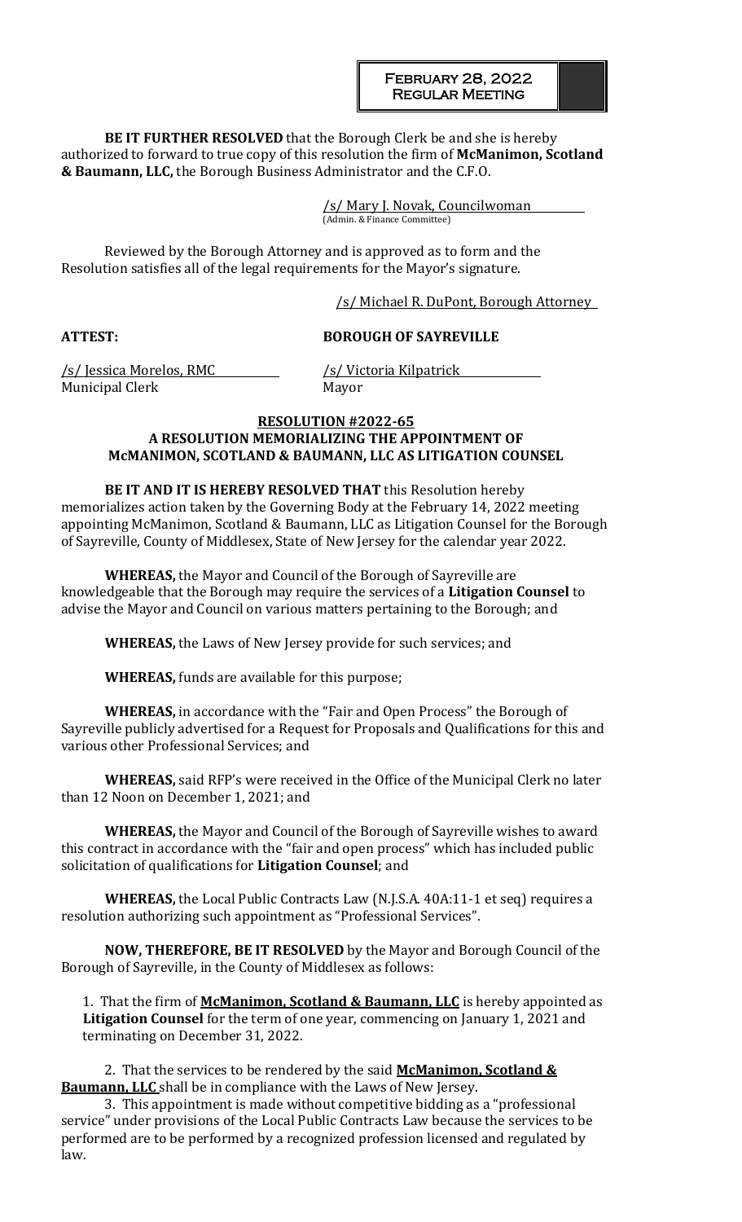**BE IT FURTHER RESOLVED** that the Borough Clerk be and she is hereby authorized to forward to true copy of this resolution the firm of **McManimon, Scotland & Baumann, LLC,** the Borough Business Administrator and the C.F.O.

/s/ Mary J. Novak, Councilwoman
(Admin. & Finance Committee)

Reviewed by the Borough Attorney and is approved as to form and the Resolution satisfies all of the legal requirements for the Mayor's signature.

/s/ Michael R. DuPont, Borough Attorney

**ATTEST:** **BOROUGH OF SAYREVILLE**

/s/ Jessica Morelos, RMC
Municipal Clerk

/s/ Victoria Kilpatrick
Mayor

**RESOLUTION #2022-65**
**A RESOLUTION MEMORIALIZING THE APPOINTMENT OF McMANIMON, SCOTLAND & BAUMANN, LLC AS LITIGATION COUNSEL**

**BE IT AND IT IS HEREBY RESOLVED THAT** this Resolution hereby memorializes action taken by the Governing Body at the February 14, 2022 meeting appointing McManimon, Scotland & Baumann, LLC as Litigation Counsel for the Borough of Sayreville, County of Middlesex, State of New Jersey for the calendar year 2022.

**WHEREAS,** the Mayor and Council of the Borough of Sayreville are knowledgeable that the Borough may require the services of a **Litigation Counsel** to advise the Mayor and Council on various matters pertaining to the Borough; and

**WHEREAS,** the Laws of New Jersey provide for such services; and

**WHEREAS,** funds are available for this purpose;

**WHEREAS,** in accordance with the "Fair and Open Process" the Borough of Sayreville publicly advertised for a Request for Proposals and Qualifications for this and various other Professional Services; and

**WHEREAS,** said RFP's were received in the Office of the Municipal Clerk no later than 12 Noon on December 1, 2021; and

**WHEREAS,** the Mayor and Council of the Borough of Sayreville wishes to award this contract in accordance with the "fair and open process" which has included public solicitation of qualifications for **Litigation Counsel**; and

**WHEREAS,** the Local Public Contracts Law (N.J.S.A. 40A:11-1 et seq) requires a resolution authorizing such appointment as "Professional Services".

**NOW, THEREFORE, BE IT RESOLVED** by the Mayor and Borough Council of the Borough of Sayreville, in the County of Middlesex as follows:

1. That the firm of **McManimon, Scotland & Baumann, LLC** is hereby appointed as **Litigation Counsel** for the term of one year, commencing on January 1, 2021 and terminating on December 31, 2022.

2. That the services to be rendered by the said **McManimon, Scotland & Baumann, LLC** shall be in compliance with the Laws of New Jersey.

3. This appointment is made without competitive bidding as a "professional service" under provisions of the Local Public Contracts Law because the services to be performed are to be performed by a recognized profession licensed and regulated by law.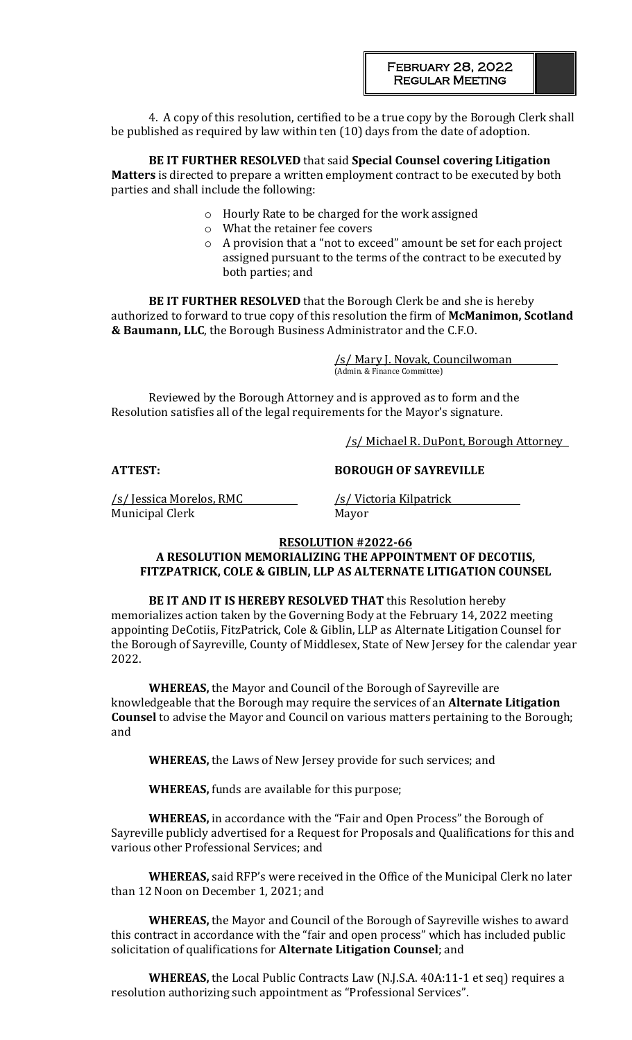4. A copy of this resolution, certified to be a true copy by the Borough Clerk shall be published as required by law within ten (10) days from the date of adoption.

**BE IT FURTHER RESOLVED** that said **Special Counsel covering Litigation Matters** is directed to prepare a written employment contract to be executed by both parties and shall include the following:

- Hourly Rate to be charged for the work assigned
- What the retainer fee covers
- A provision that a "not to exceed" amount be set for each project assigned pursuant to the terms of the contract to be executed by both parties; and

**BE IT FURTHER RESOLVED** that the Borough Clerk be and she is hereby authorized to forward to true copy of this resolution the firm of **McManimon, Scotland & Baumann, LLC**, the Borough Business Administrator and the C.F.O.

/s/ Mary J. Novak, Councilwoman
(Admin. & Finance Committee)

Reviewed by the Borough Attorney and is approved as to form and the Resolution satisfies all of the legal requirements for the Mayor's signature.

/s/ Michael R. DuPont, Borough Attorney

**ATTEST:** **BOROUGH OF SAYREVILLE**

/s/ Jessica Morelos, RMC
Municipal Clerk

/s/ Victoria Kilpatrick
Mayor

**RESOLUTION #2022-66**

**A RESOLUTION MEMORIALIZING THE APPOINTMENT OF DECOTIIS, FITZPATRICK, COLE & GIBLIN, LLP AS ALTERNATE LITIGATION COUNSEL**

**BE IT AND IT IS HEREBY RESOLVED THAT** this Resolution hereby memorializes action taken by the Governing Body at the February 14, 2022 meeting appointing DeCotiis, FitzPatrick, Cole & Giblin, LLP as Alternate Litigation Counsel for the Borough of Sayreville, County of Middlesex, State of New Jersey for the calendar year 2022.

**WHEREAS,** the Mayor and Council of the Borough of Sayreville are knowledgeable that the Borough may require the services of an **Alternate Litigation Counsel** to advise the Mayor and Council on various matters pertaining to the Borough; and

**WHEREAS,** the Laws of New Jersey provide for such services; and

**WHEREAS,** funds are available for this purpose;

**WHEREAS,** in accordance with the "Fair and Open Process" the Borough of Sayreville publicly advertised for a Request for Proposals and Qualifications for this and various other Professional Services; and

**WHEREAS,** said RFP's were received in the Office of the Municipal Clerk no later than 12 Noon on December 1, 2021; and

**WHEREAS,** the Mayor and Council of the Borough of Sayreville wishes to award this contract in accordance with the "fair and open process" which has included public solicitation of qualifications for **Alternate Litigation Counsel**; and

**WHEREAS,** the Local Public Contracts Law (N.J.S.A. 40A:11-1 et seq) requires a resolution authorizing such appointment as "Professional Services".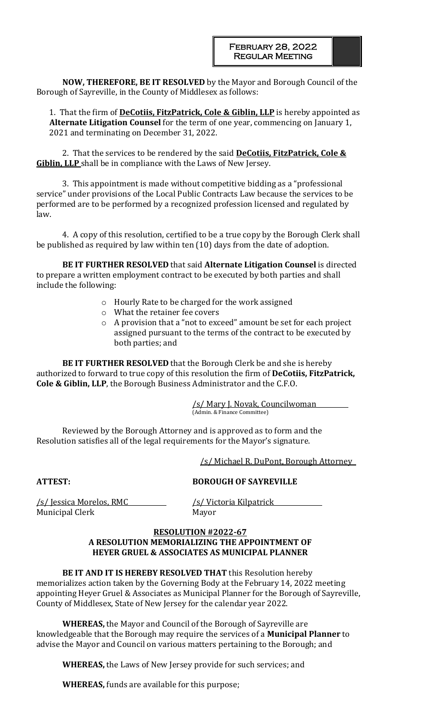**NOW, THEREFORE, BE IT RESOLVED** by the Mayor and Borough Council of the Borough of Sayreville, in the County of Middlesex as follows:

1. That the firm of **DeCotiis, FitzPatrick, Cole & Giblin, LLP** is hereby appointed as **Alternate Litigation Counsel** for the term of one year, commencing on January 1, 2021 and terminating on December 31, 2022.

2. That the services to be rendered by the said **DeCotiis, FitzPatrick, Cole & Giblin, LLP** shall be in compliance with the Laws of New Jersey.

3. This appointment is made without competitive bidding as a "professional service" under provisions of the Local Public Contracts Law because the services to be performed are to be performed by a recognized profession licensed and regulated by law.

4. A copy of this resolution, certified to be a true copy by the Borough Clerk shall be published as required by law within ten (10) days from the date of adoption.

**BE IT FURTHER RESOLVED** that said **Alternate Litigation Counsel** is directed to prepare a written employment contract to be executed by both parties and shall include the following:

- Hourly Rate to be charged for the work assigned
- What the retainer fee covers
- A provision that a "not to exceed" amount be set for each project assigned pursuant to the terms of the contract to be executed by both parties; and

**BE IT FURTHER RESOLVED** that the Borough Clerk be and she is hereby authorized to forward to true copy of this resolution the firm of **DeCotiis, FitzPatrick, Cole & Giblin, LLP**, the Borough Business Administrator and the C.F.O.

/s/ Mary J. Novak, Councilwoman
(Admin. & Finance Committee)

Reviewed by the Borough Attorney and is approved as to form and the Resolution satisfies all of the legal requirements for the Mayor's signature.

/s/ Michael R. DuPont, Borough Attorney

**ATTEST:** **BOROUGH OF SAYREVILLE**

/s/ Jessica Morelos, RMC
Municipal Clerk

/s/ Victoria Kilpatrick
Mayor

**RESOLUTION #2022-67**
**A RESOLUTION MEMORIALIZING THE APPOINTMENT OF HEYER GRUEL & ASSOCIATES AS MUNICIPAL PLANNER**

**BE IT AND IT IS HEREBY RESOLVED THAT** this Resolution hereby memorializes action taken by the Governing Body at the February 14, 2022 meeting appointing Heyer Gruel & Associates as Municipal Planner for the Borough of Sayreville, County of Middlesex, State of New Jersey for the calendar year 2022.

**WHEREAS,** the Mayor and Council of the Borough of Sayreville are knowledgeable that the Borough may require the services of a **Municipal Planner** to advise the Mayor and Council on various matters pertaining to the Borough; and

**WHEREAS,** the Laws of New Jersey provide for such services; and

**WHEREAS,** funds are available for this purpose;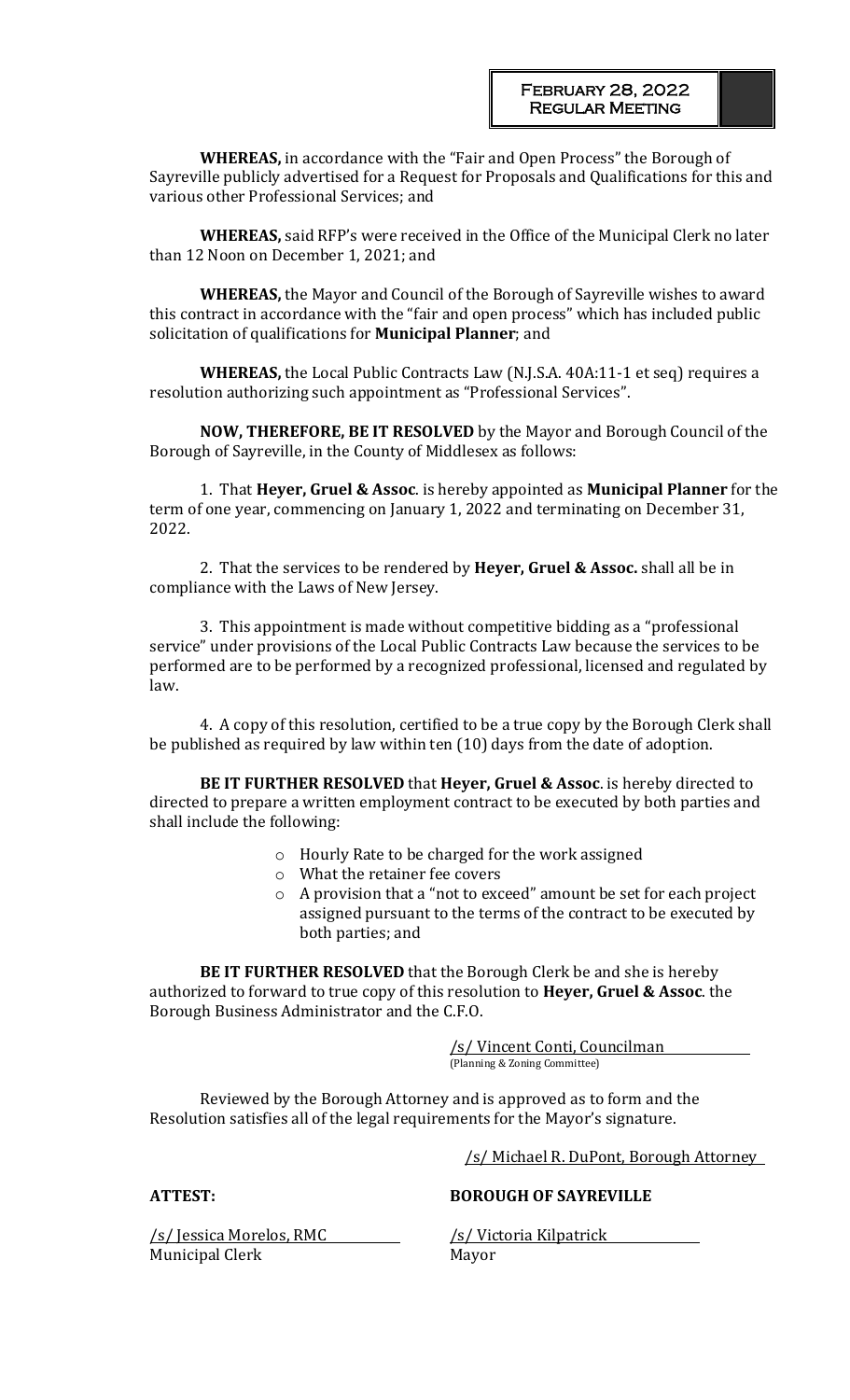**WHEREAS,** in accordance with the "Fair and Open Process" the Borough of Sayreville publicly advertised for a Request for Proposals and Qualifications for this and various other Professional Services; and

**WHEREAS,** said RFP's were received in the Office of the Municipal Clerk no later than 12 Noon on December 1, 2021; and

**WHEREAS,** the Mayor and Council of the Borough of Sayreville wishes to award this contract in accordance with the "fair and open process" which has included public solicitation of qualifications for **Municipal Planner**; and

**WHEREAS,** the Local Public Contracts Law (N.J.S.A. 40A:11-1 et seq) requires a resolution authorizing such appointment as "Professional Services".

**NOW, THEREFORE, BE IT RESOLVED** by the Mayor and Borough Council of the Borough of Sayreville, in the County of Middlesex as follows:

1. That **Heyer, Gruel & Assoc**. is hereby appointed as **Municipal Planner** for the term of one year, commencing on January 1, 2022 and terminating on December 31, 2022.

2. That the services to be rendered by **Heyer, Gruel & Assoc.** shall all be in compliance with the Laws of New Jersey.

3. This appointment is made without competitive bidding as a "professional service" under provisions of the Local Public Contracts Law because the services to be performed are to be performed by a recognized professional, licensed and regulated by law.

4. A copy of this resolution, certified to be a true copy by the Borough Clerk shall be published as required by law within ten (10) days from the date of adoption.

**BE IT FURTHER RESOLVED** that **Heyer, Gruel & Assoc**. is hereby directed to directed to prepare a written employment contract to be executed by both parties and shall include the following:

- Hourly Rate to be charged for the work assigned
- What the retainer fee covers
- A provision that a "not to exceed" amount be set for each project assigned pursuant to the terms of the contract to be executed by both parties; and

**BE IT FURTHER RESOLVED** that the Borough Clerk be and she is hereby authorized to forward to true copy of this resolution to **Heyer, Gruel & Assoc**. the Borough Business Administrator and the C.F.O.

/s/ Vincent Conti, Councilman
(Planning & Zoning Committee)

Reviewed by the Borough Attorney and is approved as to form and the Resolution satisfies all of the legal requirements for the Mayor's signature.

/s/ Michael R. DuPont, Borough Attorney

**ATTEST:**

/s/ Jessica Morelos, RMC
Municipal Clerk

**BOROUGH OF SAYREVILLE**

/s/ Victoria Kilpatrick
Mayor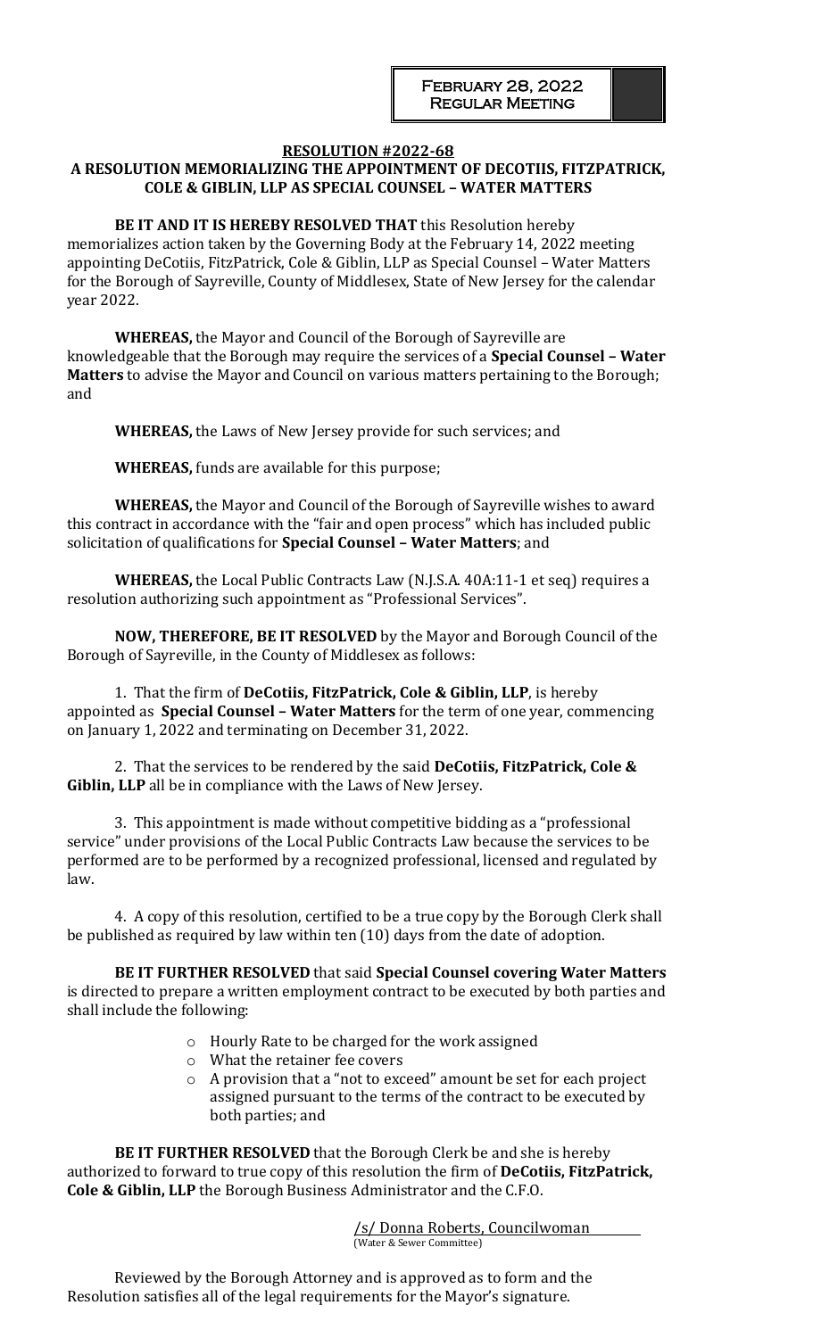February 28, 2022
Regular Meeting

**RESOLUTION #2022-68**

**A RESOLUTION MEMORIALIZING THE APPOINTMENT OF DECOTIIS, FITZPATRICK, COLE & GIBLIN, LLP AS SPECIAL COUNSEL – WATER MATTERS**

**BE IT AND IT IS HEREBY RESOLVED THAT** this Resolution hereby memorializes action taken by the Governing Body at the February 14, 2022 meeting appointing DeCotiis, FitzPatrick, Cole & Giblin, LLP as Special Counsel – Water Matters for the Borough of Sayreville, County of Middlesex, State of New Jersey for the calendar year 2022.

**WHEREAS,** the Mayor and Council of the Borough of Sayreville are knowledgeable that the Borough may require the services of a **Special Counsel – Water Matters** to advise the Mayor and Council on various matters pertaining to the Borough; and

**WHEREAS,** the Laws of New Jersey provide for such services; and

**WHEREAS,** funds are available for this purpose;

**WHEREAS,** the Mayor and Council of the Borough of Sayreville wishes to award this contract in accordance with the "fair and open process" which has included public solicitation of qualifications for **Special Counsel – Water Matters**; and

**WHEREAS,** the Local Public Contracts Law (N.J.S.A. 40A:11-1 et seq) requires a resolution authorizing such appointment as "Professional Services".

**NOW, THEREFORE, BE IT RESOLVED** by the Mayor and Borough Council of the Borough of Sayreville, in the County of Middlesex as follows:

1. That the firm of **DeCotiis, FitzPatrick, Cole & Giblin, LLP**, is hereby appointed as **Special Counsel – Water Matters** for the term of one year, commencing on January 1, 2022 and terminating on December 31, 2022.

2. That the services to be rendered by the said **DeCotiis, FitzPatrick, Cole & Giblin, LLP** all be in compliance with the Laws of New Jersey.

3. This appointment is made without competitive bidding as a "professional service" under provisions of the Local Public Contracts Law because the services to be performed are to be performed by a recognized professional, licensed and regulated by law.

4. A copy of this resolution, certified to be a true copy by the Borough Clerk shall be published as required by law within ten (10) days from the date of adoption.

**BE IT FURTHER RESOLVED** that said **Special Counsel covering Water Matters** is directed to prepare a written employment contract to be executed by both parties and shall include the following:

- Hourly Rate to be charged for the work assigned
- What the retainer fee covers
- A provision that a "not to exceed" amount be set for each project assigned pursuant the terms of the contract to be executed by both parties; and

**BE IT FURTHER RESOLVED** that the Borough Clerk be and she is hereby authorized to forward to true copy of this resolution the firm of **DeCotiis, FitzPatrick, Cole & Giblin, LLP** the Borough Business Administrator and the C.F.O.

/s/ Donna Roberts, Councilwoman
(Water & Sewer Committee)

Reviewed by the Borough Attorney and is approved as to form and the Resolution satisfies all of the legal requirements for the Mayor's signature.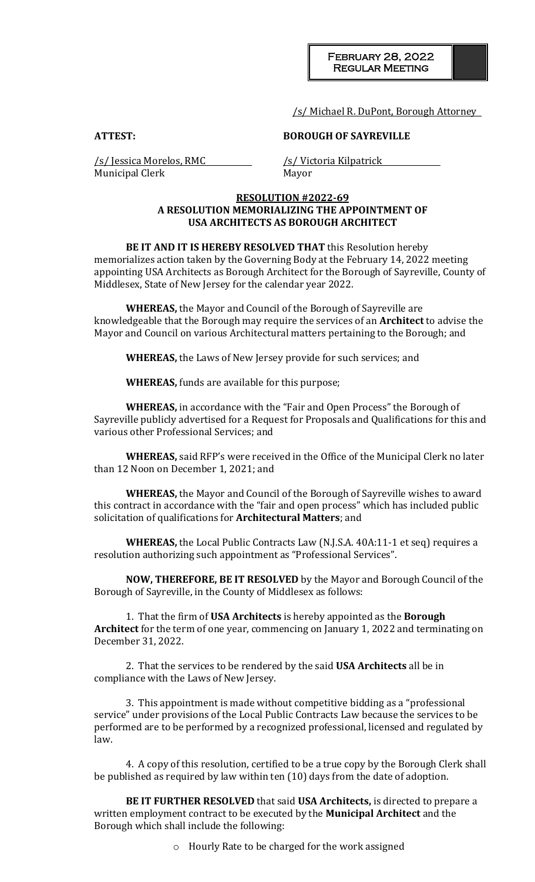/s/ Michael R. DuPont, Borough Attorney

**ATTEST:** **BOROUGH OF SAYREVILLE**

/s/ Jessica Morelos, RMC
Municipal Clerk

/s/ Victoria Kilpatrick
Mayor

**RESOLUTION #2022-69**
**A RESOLUTION MEMORIALIZING THE APPOINTMENT OF USA ARCHITECTS AS BOROUGH ARCHITECT**

**BE IT AND IT IS HEREBY RESOLVED THAT** this Resolution hereby memorializes action taken by the Governing Body at the February 14, 2022 meeting appointing USA Architects as Borough Architect for the Borough of Sayreville, County of Middlesex, State of New Jersey for the calendar year 2022.

**WHEREAS,** the Mayor and Council of the Borough of Sayreville are knowledgeable that the Borough may require the services of an **Architect** to advise the Mayor and Council on various Architectural matters pertaining to the Borough; and

**WHEREAS,** the Laws of New Jersey provide for such services; and

**WHEREAS,** funds are available for this purpose;

**WHEREAS,** in accordance with the "Fair and Open Process" the Borough of Sayreville publicly advertised for a Request for Proposals and Qualifications for this and various other Professional Services; and

**WHEREAS,** said RFP's were received in the Office of the Municipal Clerk no later than 12 Noon on December 1, 2021; and

**WHEREAS,** the Mayor and Council of the Borough of Sayreville wishes to award this contract in accordance with the "fair and open process" which has included public solicitation of qualifications for **Architectural Matters**; and

**WHEREAS,** the Local Public Contracts Law (N.J.S.A. 40A:11-1 et seq) requires a resolution authorizing such appointment as "Professional Services".

**NOW, THEREFORE, BE IT RESOLVED** by the Mayor and Borough Council of the Borough of Sayreville, in the County of Middlesex as follows:

1. That the firm of **USA Architects** is hereby appointed as the **Borough Architect** for the term of one year, commencing on January 1, 2022 and terminating on December 31, 2022.

2. That the services to be rendered by the said **USA Architects** all be in compliance with the Laws of New Jersey.

3. This appointment is made without competitive bidding as a "professional service" under provisions of the Local Public Contracts Law because the services to be performed are to be performed by a recognized professional, licensed and regulated by law.

4. A copy of this resolution, certified to be a true copy by the Borough Clerk shall be published as required by law within ten (10) days from the date of adoption.

**BE IT FURTHER RESOLVED** that said **USA Architects,** is directed to prepare a written employment contract to be executed by the **Municipal Architect** and the Borough which shall include the following:

- Hourly Rate to be charged for the work assigned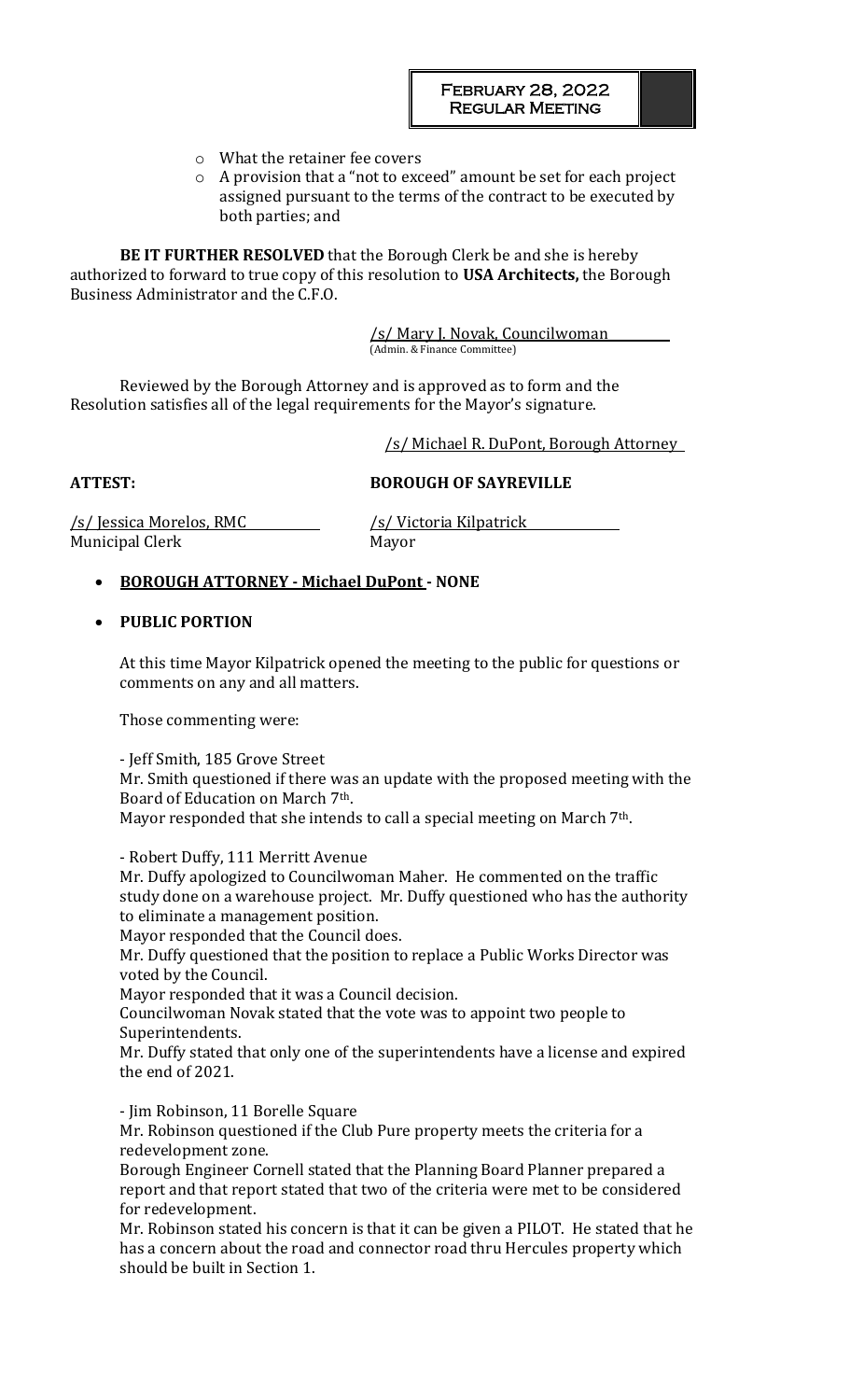- What the retainer fee covers
- A provision that a "not to exceed" amount be set for each project assigned pursuant to the terms of the contract to be executed by both parties; and

**BE IT FURTHER RESOLVED** that the Borough Clerk be and she is hereby authorized to forward to true copy of this resolution to **USA Architects,** the Borough Business Administrator and the C.F.O.

/s/ Mary J. Novak, Councilwoman
(Admin. & Finance Committee)

Reviewed by the Borough Attorney and is approved as to form and the Resolution satisfies all of the legal requirements for the Mayor's signature.

/s/ Michael R. DuPont, Borough Attorney

**ATTEST:** **BOROUGH OF SAYREVILLE**

/s/ Jessica Morelos, RMC
Municipal Clerk

/s/ Victoria Kilpatrick
Mayor

- **BOROUGH ATTORNEY - Michael DuPont - NONE**

- **PUBLIC PORTION**

At this time Mayor Kilpatrick opened the meeting to the public for questions or comments on any and all matters.

Those commenting were:

\- Jeff Smith, 185 Grove Street
Mr. Smith questioned if there was an update with the proposed meeting with the Board of Education on March 7th.
Mayor responded that she intends to call a special meeting on March 7th.

\- Robert Duffy, 111 Merritt Avenue
Mr. Duffy apologized to Councilwoman Maher. He commented on the traffic study done on a warehouse project. Mr. Duffy questioned who has the authority to eliminate a management position.
Mayor responded that the Council does.
Mr. Duffy questioned that the position to replace a Public Works Director was voted by the Council.
Mayor responded that it was a Council decision.
Councilwoman Novak stated that the vote was to appoint two people to Superintendents.
Mr. Duffy stated that only one of the superintendents have a license and expired the end of 2021.

\- Jim Robinson, 11 Borelle Square
Mr. Robinson questioned if the Club Pure property meets the criteria for a redevelopment zone.
Borough Engineer Cornell stated that the Planning Board Planner prepared a report and that report stated that two of the criteria were met to be considered for redevelopment.
Mr. Robinson stated his concern is that it can be given a PILOT. He stated that he has a concern about the road and connector road thru Hercules property which should be built in Section 1.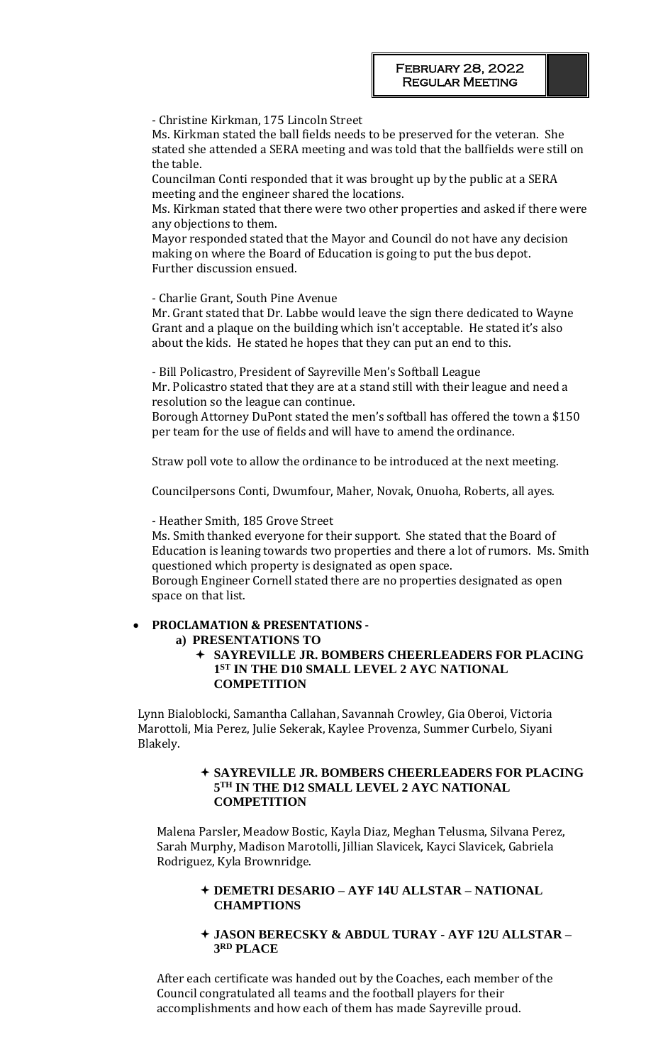- Christine Kirkman, 175 Lincoln Street

Ms. Kirkman stated the ball fields needs to be preserved for the veteran. She stated she attended a SERA meeting and was told that the ballfields were still on the table.

Councilman Conti responded that it was brought up by the public at a SERA meeting and the engineer shared the locations.

Ms. Kirkman stated that there were two other properties and asked if there were any objections to them.

Mayor responded stated that the Mayor and Council do not have any decision making on where the Board of Education is going to put the bus depot.

Further discussion ensued.

- Charlie Grant, South Pine Avenue

Mr. Grant stated that Dr. Labbe would leave the sign there dedicated to Wayne Grant and a plaque on the building which isn't acceptable. He stated it's also about the kids. He stated he hopes that they can put an end to this.

- Bill Policastro, President of Sayreville Men's Softball League

Mr. Policastro stated that they are at a stand still with their league and need a resolution so the league can continue.

Borough Attorney DuPont stated the men's softball has offered the town a $150 per team for the use of fields and will have to amend the ordinance.

Straw poll vote to allow the ordinance to be introduced at the next meeting.

Councilpersons Conti, Dwumfour, Maher, Novak, Onuoha, Roberts, all ayes.

- Heather Smith, 185 Grove Street

Ms. Smith thanked everyone for their support. She stated that the Board of Education is leaning towards two properties and there a lot of rumors. Ms. Smith questioned which property is designated as open space.

Borough Engineer Cornell stated there are no properties designated as open space on that list.

- **PROCLAMATION & PRESENTATIONS -**
  - **a) PRESENTATIONS TO**
    - ✦ **SAYREVILLE JR. BOMBERS CHEERLEADERS FOR PLACING 1ST IN THE D10 SMALL LEVEL 2 AYC NATIONAL COMPETITION**

Lynn Bialoblocki, Samantha Callahan, Savannah Crowley, Gia Oberoi, Victoria Marottoli, Mia Perez, Julie Sekerak, Kaylee Provenza, Summer Curbelo, Siyani Blakely.

- ✦ **SAYREVILLE JR. BOMBERS CHEERLEADERS FOR PLACING 5TH IN THE D12 SMALL LEVEL 2 AYC NATIONAL COMPETITION**

Malena Parsler, Meadow Bostic, Kayla Diaz, Meghan Telusma, Silvana Perez, Sarah Murphy, Madison Marotolli, Jillian Slavicek, Kayci Slavicek, Gabriela Rodriguez, Kyla Brownridge.

- ✦ **DEMETRI DESARIO – AYF 14U ALLSTAR – NATIONAL CHAMPTIONS**

- ✦ **JASON BERECSKY & ABDUL TURAY - AYF 12U ALLSTAR – 3RD PLACE**

After each certificate was handed out by the Coaches, each member of the Council congratulated all teams and the football players for their accomplishments and how each of them has made Sayreville proud.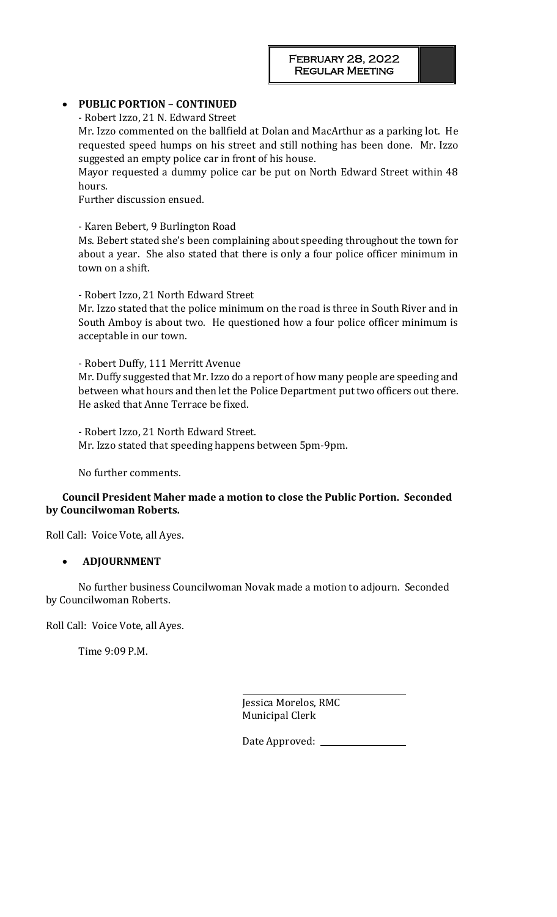- **PUBLIC PORTION – CONTINUED**

  - Robert Izzo, 21 N. Edward Street

  Mr. Izzo commented on the ballfield at Dolan and MacArthur as a parking lot. He requested speed humps on his street and still nothing has been done. Mr. Izzo suggested an empty police car in front of his house.

  Mayor requested a dummy police car be put on North Edward Street within 48 hours.

  Further discussion ensued.

  - Karen Bebert, 9 Burlington Road

  Ms. Bebert stated she's been complaining about speeding throughout the town for about a year. She also stated that there is only a four police officer minimum in town on a shift.

  - Robert Izzo, 21 North Edward Street

  Mr. Izzo stated that the police minimum on the road is three in South River and in South Amboy is about two. He questioned how a four police officer minimum is acceptable in our town.

  - Robert Duffy, 111 Merritt Avenue

  Mr. Duffy suggested that Mr. Izzo do a report of how many people are speeding and between what hours and then let the Police Department put two officers out there. He asked that Anne Terrace be fixed.

  - Robert Izzo, 21 North Edward Street.

  Mr. Izzo stated that speeding happens between 5pm-9pm.

  No further comments.

**Council President Maher made a motion to close the Public Portion. Seconded by Councilwoman Roberts.**

Roll Call: Voice Vote, all Ayes.

- **ADJOURNMENT**

No further business Councilwoman Novak made a motion to adjourn. Seconded by Councilwoman Roberts.

Roll Call: Voice Vote, all Ayes.

Time 9:09 P.M.

Jessica Morelos, RMC
Municipal Clerk

Date Approved: ___________________